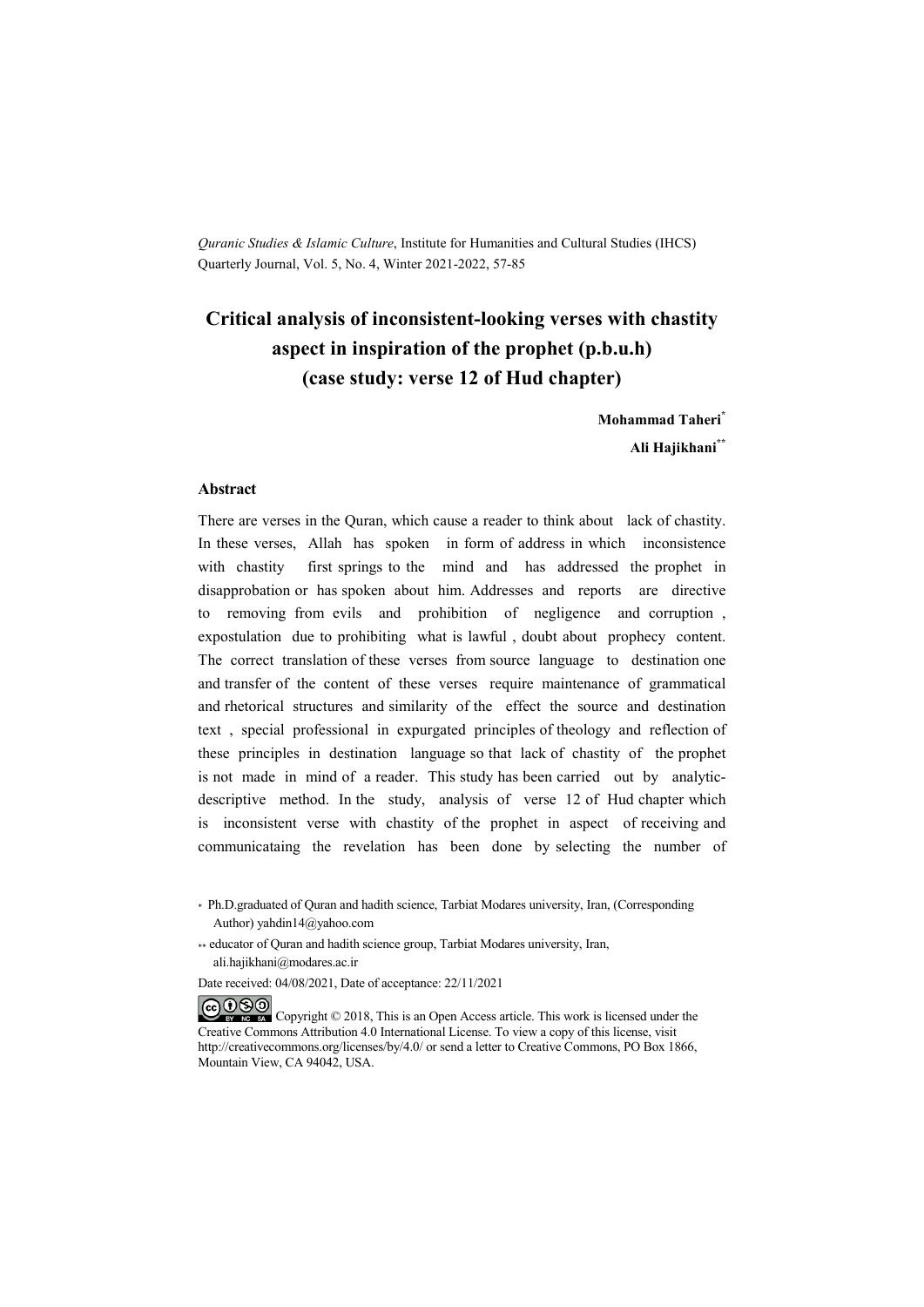*Quranic Studies & Islamic Culture*, Institute for Humanities and Cultural Studies (IHCS) Quarterly Journal, Vol. 5, No. 4, Winter 2021-2022, 57-85

# Critical analysis of inconsistent-looking verses with chastity aspect in inspiration of the prophet (p.b.u.h) (case study: verse 12 of Hud chapter)

**Mohammad Taheri***

**Ali Hajikhani****

## Abstract

There are verses in the Quran, which cause a reader to think about lack of chastity. In these verses, Allah has spoken in form of address in which inconsistence with chastity first springs to the mind and has addressed the prophet in disapprobation or has spoken about him. Addresses and reports are directive to removing from evils and prohibition of negligence and corruption , expostulation due to prohibiting what is lawful , doubt about prophecy content. The correct translation of these verses from source language to destination one and transfer of the content of these verses require maintenance of grammatical and rhetorical structures and similarity of the effect the source and destination text , special professional in expurgated principles of theology and reflection of these principles in destination language so that lack of chastity of the prophet is not made in mind of a reader. This study has been carried out by analytic-descriptive method. In the study, analysis of verse 12 of Hud chapter which is inconsistent verse with chastity of the prophet in aspect of receiving and communicataing the revelation has been done by selecting the number of

* Ph.D.graduated of Quran and hadith science, Tarbiat Modares university, Iran, (Corresponding Author) yahdin14@yahoo.com

** educator of Quran and hadith science group, Tarbiat Modares university, Iran, ali.hajikhani@modares.ac.ir

Date received: 04/08/2021, Date of acceptance: 22/11/2021

Copyright © 2018, This is an Open Access article. This work is licensed under the Creative Commons Attribution 4.0 International License. To view a copy of this license, visit http://creativecommons.org/licenses/by/4.0/ or send a letter to Creative Commons, PO Box 1866, Mountain View, CA 94042, USA.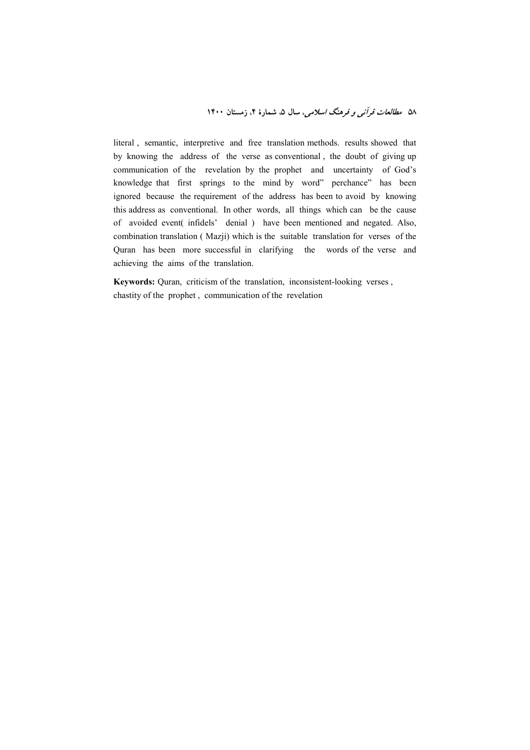literal , semantic, interpretive and free translation methods. results showed that by knowing the address of the verse as conventional , the doubt of giving up communication of the revelation by the prophet and uncertainty of God's knowledge that first springs to the mind by word" perchance" has been ignored because the requirement of the address has been to avoid by knowing this address as conventional. In other words, all things which can be the cause of avoided event( infidels' denial ) have been mentioned and negated. Also, combination translation ( Mazji) which is the suitable translation for verses of the Quran has been more successful in clarifying the words of the verse and achieving the aims of the translation.

**Keywords:** Quran, criticism of the translation, inconsistent-looking verses , chastity of the prophet , communication of the revelation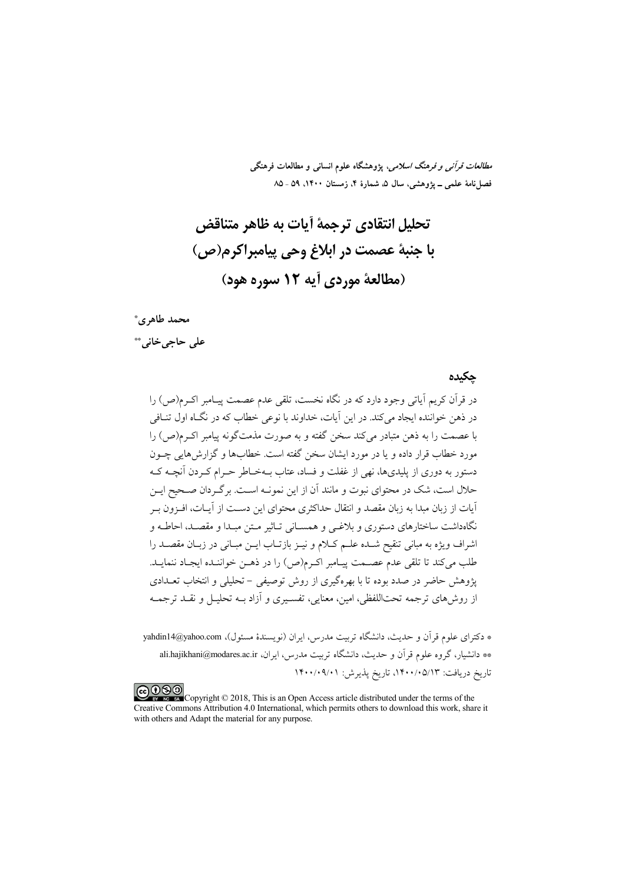# تحلیل انتقادی ترجمهٔ آیات به ظاهر متناقض با جنبهٔ عصمت در ابلاغ وحی پیامبراکرم(ص) (مطالعهٔ موردی آیه ۱۲ سوره هود)

محمد طاهری*

علی حاجی‌خانی**

## چکیده

در قرآن کریم آیاتی وجود دارد که در نگاه نخست، تلقی عدم عصمت پیامبر اکرم(ص) را در ذهن خواننده ایجاد می‌کند. در این آیات، خداوند با نوعی خطاب که در نگاه اول تنافی با عصمت را به ذهن متبادر می‌کند سخن گفته و به صورت مذمت‌گونه پیامبر اکرم(ص) را مورد خطاب قرار داده و یا در مورد ایشان سخن گفته است. خطاب‌ها و گزارش‌هایی چون دستور به دوری از پلیدی‌ها، نهی از غفلت و فساد، عتاب به‌خاطر حرام کردن آنچه که حلال است، شک در محتوای نبوت و مانند آن از این نمونه است. برگردان صحیح این آیات از زبان مبدا به زبان مقصد و انتقال حداکثری محتوای این دست از آیات، افزون بر نگاه‌داشت ساختارهای دستوری و بلاغی و همسانی تاثیر متن مبدا و مقصد، احاطه و اشراف ویژه به مبانی تنقیح شده علم کلام و نیز بازتاب این مبانی در زبان مقصد را طلب می‌کند تا تلقی عدم عصمت پیامبر اکرم(ص) را در ذهن خواننده ایجاد ننماید. پژوهش حاضر در صدد بوده تا با بهره‌گیری از روش توصیفی - تحلیلی و انتخاب تعدادی از روش‌های ترجمه تحت‌اللفظی، امین، معنایی، تفسیری و آزاد به تحلیل و نقد ترجمه

\* دکترای علوم قرآن و حدیث، دانشگاه تربیت مدرس، ایران (نویسندهٔ مسئول)، yahdin14@yahoo.com

\*\* دانشیار، گروه علوم قرآن و حدیث، دانشگاه تربیت مدرس، ایران، ali.hajikhani@modares.ac.ir

تاریخ دریافت: ۱۴۰۰/۰۵/۱۳، تاریخ پذیرش: ۱۴۰۰/۰۹/۰۱

Copyright © 2018, This is an Open Access article distributed under the terms of the Creative Commons Attribution 4.0 International, which permits others to download this work, share it with others and Adapt the material for any purpose.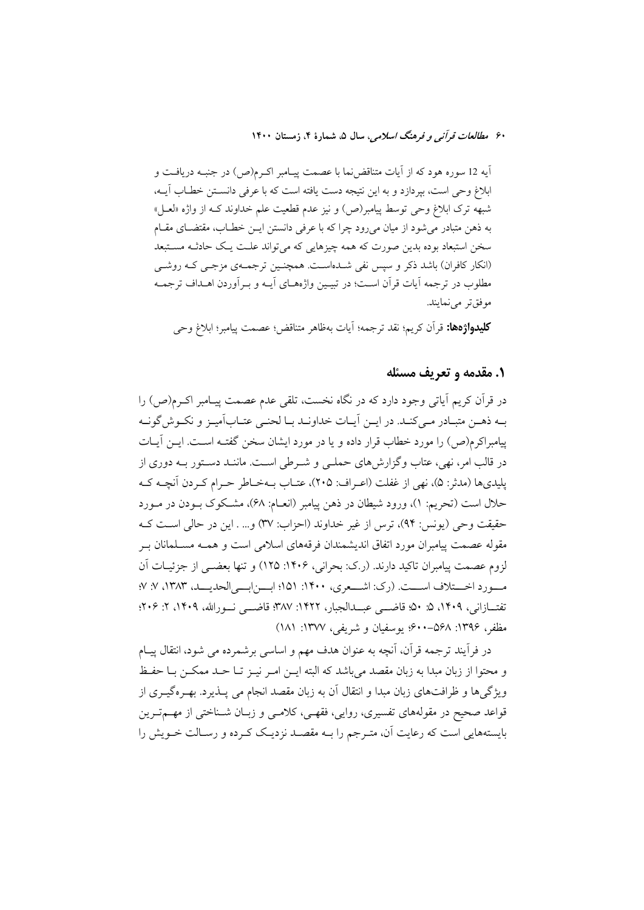آیه 12 سوره هود که از آیات متناقض‌نما با عصمت پیامبر اکرم(ص) در جنبه دریافت و ابلاغ وحی است، بپردازد و به این نتیجه دست یافته است که با عرفی دانستن خطاب آیه، شبهه ترک ابلاغ وحی توسط پیامبر(ص) و نیز عدم قطعیت علم خداوند که از واژه «لعل» به ذهن متبادر می‌شود از میان می‌رود چرا که با عرفی دانستن این خطاب، مقتضای مقام سخن استبعاد بوده بدین صورت که همه چیزهایی که می‌تواند علت یک حادثه مستبعد (انکار کافران) باشد ذکر و سپس نفی شده‌است. همچنین ترجمه‌ی مزجی که روشی مطلوب در ترجمه آیات قرآن است؛ در تبیین واژه‌های آیه و برآوردن اهداف ترجمه موفق‌تر می‌نمایند.

**کلیدواژه‌ها:** قرآن کریم؛ نقد ترجمه؛ آیات به‌ظاهر متناقض؛ عصمت پیامبر؛ ابلاغ وحی

## ۱. مقدمه و تعریف مسئله

در قرآن کریم آیاتی وجود دارد که در نگاه نخست، تلقی عدم عصمت پیامبر اکرم(ص) را به ذهن متبادر می‌کند. در این آیات خداوند با لحنی عتاب‌آمیز و نکوش‌گونه پیامبراکرم(ص) را مورد خطاب قرار داده و یا در مورد ایشان سخن گفته است. این آیات در قالب امر، نهی، عتاب وگزارش‌های حملی و شرطی است. مانند دستور به دوری از پلیدی‌ها (مدثر: ۵)، نهی از غفلت (اعراف: ۲۰۵)، عتاب به‌خاطر حرام کردن آنچه که حلال است (تحریم: ۱)، ورود شیطان در ذهن پیامبر (انعام: ۶۸)، مشکوک بودن در مورد حقیقت وحی (یونس: ۹۴)، ترس از غیر خداوند (احزاب: ۳۷) و... . این در حالی است که مقوله عصمت پیامبران مورد اتفاق اندیشمندان فرقه‌های اسلامی است و همه مسلمانان بر لزوم عصمت پیامبران تاکید دارند. (ر.ک: بحرانی، ۱۴۰۶: ۱۲۵) و تنها بعضی از جزئیات آن مورد اختلاف است. (رک: اشعری، ۱۴۰۰: ۱۵۱؛ ابن‌ابی‌الحدید، ۱۳۸۳، ۷: ۷؛ تفتازانی، ۱۴۰۹، ۵: ۵۰؛ قاضی عبدالجبار، ۱۴۲۲: ۳۸۷؛ قاضی نورالله، ۱۴۰۹، ۲: ۲۰۶؛ مظفر، ۱۳۹۶: ۵۶۸-۶۰۰؛ یوسفیان و شریفی، ۱۳۷۷: ۱۸۱)

در فرآیند ترجمه قرآن، آنچه به عنوان هدف مهم و اساسی برشمرده می شود، انتقال پیام و محتوا از زبان مبدا به زبان مقصد می‌باشد که البته این امر نیز تا حد ممکن با حفظ ویژگی‌ها و ظرافت‌های زبان مبدا و انتقال آن به زبان مقصد انجام می پذیرد. بهره‌گیری از قواعد صحیح در مقوله‌های تفسیری، روایی، فقهی، کلامی و زبان شناختی از مهم‌ترین بایسته‌هایی است که رعایت آن، مترجم را به مقصد نزدیک کرده و رسالت خویش را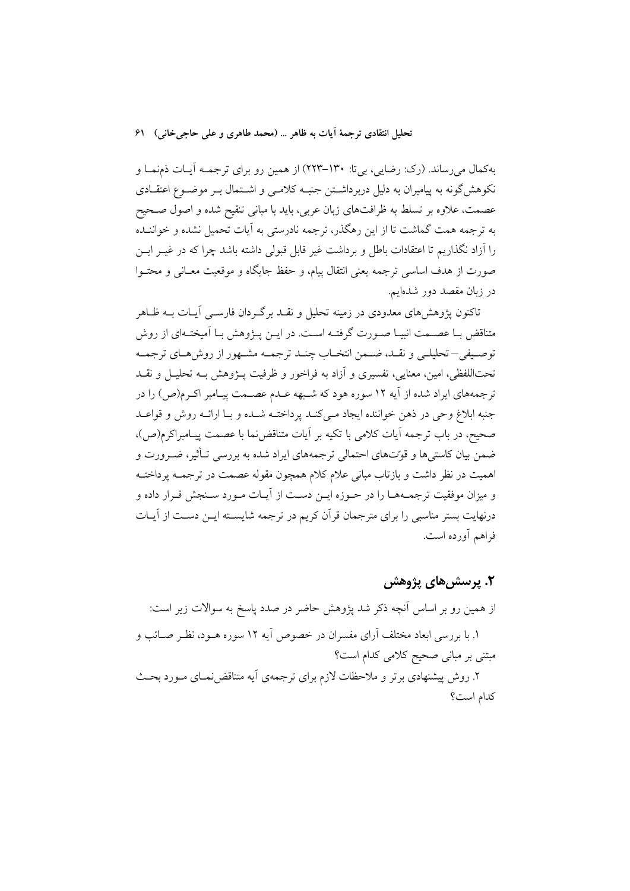به‌کمال می‌رساند. (رک: رضایی، بی‌تا: ۱۳۰–۲۲۳) از همین رو برای ترجمه آیات ذم‌نما و نکوهش‌گونه به پیامبران به دلیل دربرداشتن جنبه کلامی و اشتمال بر موضوع اعتقادی عصمت، علاوه بر تسلط به ظرافت‌های زبان عربی، باید با مبانی تنقیح شده و اصول صحیح به ترجمه همت گماشت تا از این رهگذر، ترجمه نادرستی به آیات تحمیل نشده و خواننده را آزاد نگذاریم تا اعتقادات باطل و برداشت غیر قابل قبولی داشته باشد چرا که در غیر این صورت از هدف اساسی ترجمه یعنی انتقال پیام، و حفظ جایگاه و موقعیت معانی و محتوا در زبان مقصد دور شده‌ایم.

تاکنون پژوهش‌های معدودی در زمینه تحلیل و نقد برگردان فارسی آیات به ظاهر متناقض با عصمت انبیا صورت گرفته است. در این پژوهش با آمیخته‌ای از روش توصیفی–تحلیلی و نقد، ضمن انتخاب چند ترجمه مشهور از روش‌های ترجمه تحت‌اللفظی، امین، معنایی، تفسیری و آزاد به فراخور و ظرفیت پژوهش به تحلیل و نقد ترجمه‌های ایراد شده از آیه ۱۲ سوره هود که شبهه عدم عصمت پیامبر اکرم(ص) را در جنبه ابلاغ وحی در ذهن خواننده ایجاد می‌کند پرداخته شده و با ارائه روش و قواعد صحیح، در باب ترجمه آیات کلامی با تکیه بر آیات متناقض‌نما با عصمت پیامبراکرم(ص)، ضمن بیان کاستی‌ها و قوّت‌های احتمالی ترجمه‌های ایراد شده به بررسی تأثیر، ضرورت و اهمیت در نظر داشت و بازتاب مبانی علام کلام همچون مقوله عصمت در ترجمه پرداخته و میزان موفقیت ترجمه‌ها را در حوزه این دست از آیات مورد سنجش قرار داده و درنهایت بستر مناسبی را برای مترجمان قرآن کریم در ترجمه شایسته این دست از آیات فراهم آورده است.

## ۲. پرسش‌های پژوهش

از همین رو بر اساس آنچه ذکر شد پژوهش حاضر در صدد پاسخ به سوالات زیر است:

۱. با بررسی ابعاد مختلف آرای مفسران در خصوص آیه ۱۲ سوره هود، نظر صائب و مبتنی بر مبانی صحیح کلامی کدام است؟

۲. روش پیشنهادی برتر و ملاحظات لازم برای ترجمه‌ی آیه متناقض‌نمای مورد بحث کدام است؟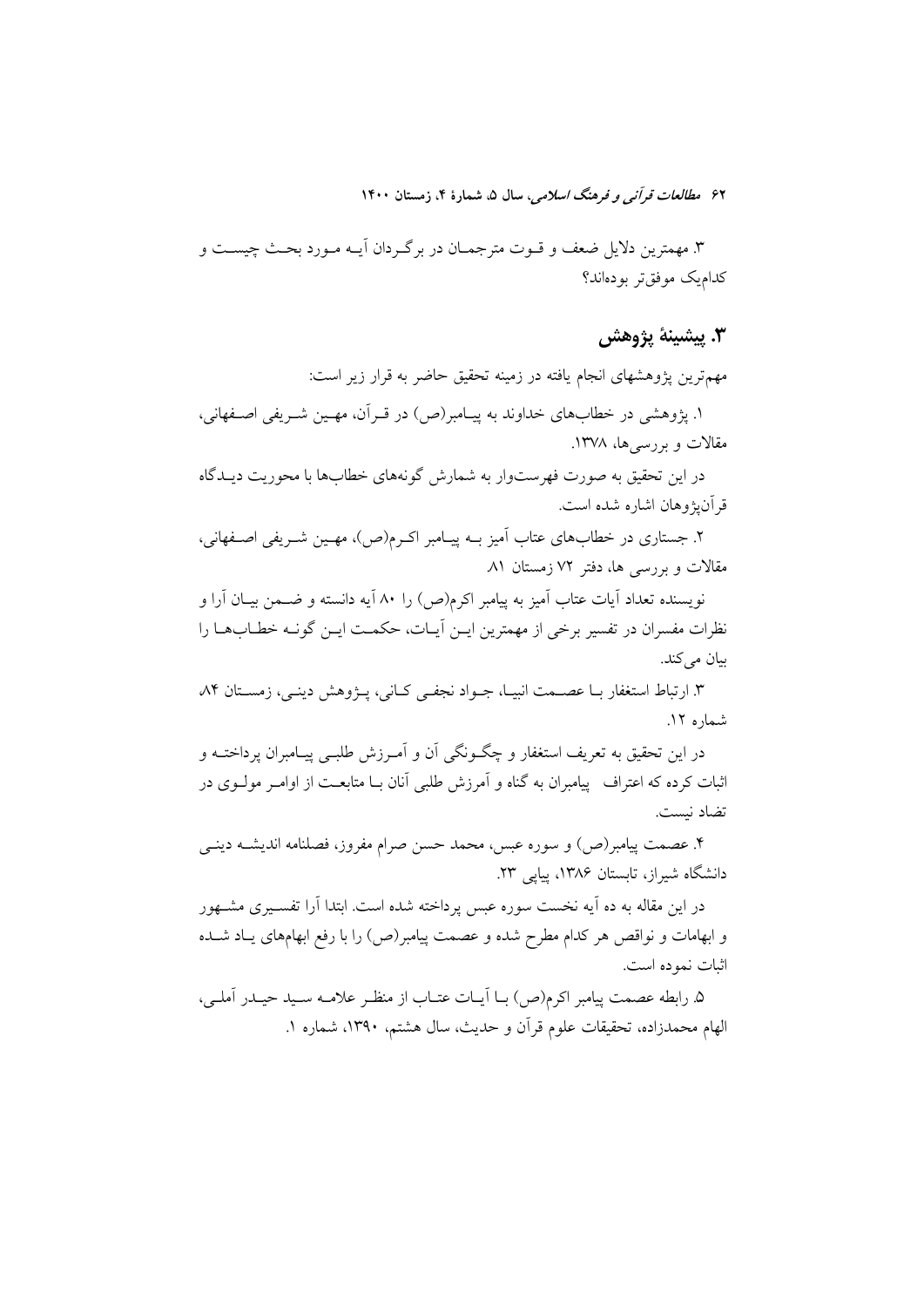۳. مهمترین دلایل ضعف و قـوت مترجمـان در برگـردان آیـه مـورد بحـث چیسـت و کدام‌یک موفق‌تر بوده‌اند؟

## ۳. پیشینهٔ پژوهش

مهم‌ترین پژوهشهای انجام یافته در زمینه تحقیق حاضر به قرار زیر است:

۱. پژوهشی در خطاب‌های خداوند به پیـامبر(ص) در قـرآن، مهـین شـریفی اصـفهانی، مقالات و بررسی‌ها، ۱۳۷۸.

در این تحقیق به صورت فهرست‌وار به شمارش گونه‌های خطاب‌ها با محوریت دیـدگاه قرآن‌پژوهان اشاره شده است.

۲. جستاری در خطاب‌های عتاب آمیز بـه پیـامبر اکـرم(ص)، مهـین شـریفی اصـفهانی، مقالات و بررسی ها، دفتر ۷۲ زمستان ۸۱

نویسنده تعداد آیات عتاب آمیز به پیامبر اکرم(ص) را ۸۰ آیه دانسته و ضـمن بیـان آرا و نظرات مفسران در تفسیر برخی از مهمترین ایـن آیـات، حکمـت ایـن گونـه خطـاب‌هـا را بیان می‌کند.

۳. ارتباط استغفار بـا عصـمت انبیـا، جـواد نجفـی کـانی، پـژوهش دینـی، زمسـتان ۸۴ شماره ۱۲.

در این تحقیق به تعریف استغفار و چگـونگی آن و آمـرزش طلبـی پیـامبران پرداختـه و اثبات کرده که اعتراف  پیامبران به گناه و آمرزش طلبی آنان بـا متابعـت از اوامـر مولـوی در تضاد نیست.

۴. عصمت پیامبر(ص) و سوره عبس، محمد حسن صرام مفروز، فصلنامه اندیشـه دینـی دانشگاه شیراز، تابستان ۱۳۸۶، پیاپی ۲۳.

در این مقاله به ده آیه نخست سوره عبس پرداخته شده است. ابتدا آرا تفسـیری مشـهور و ابهامات و نواقص هر کدام مطرح شده و عصمت پیامبر(ص) را با رفع ابهام‌های یـاد شـده اثبات نموده است.

۵. رابطه عصمت پیامبر اکرم(ص) بـا آیـات عتـاب از منظـر علامـه سـید حیـدر آملـی، الهام محمدزاده، تحقیقات علوم قرآن و حدیث، سال هشتم، ۱۳۹۰، شماره ۱.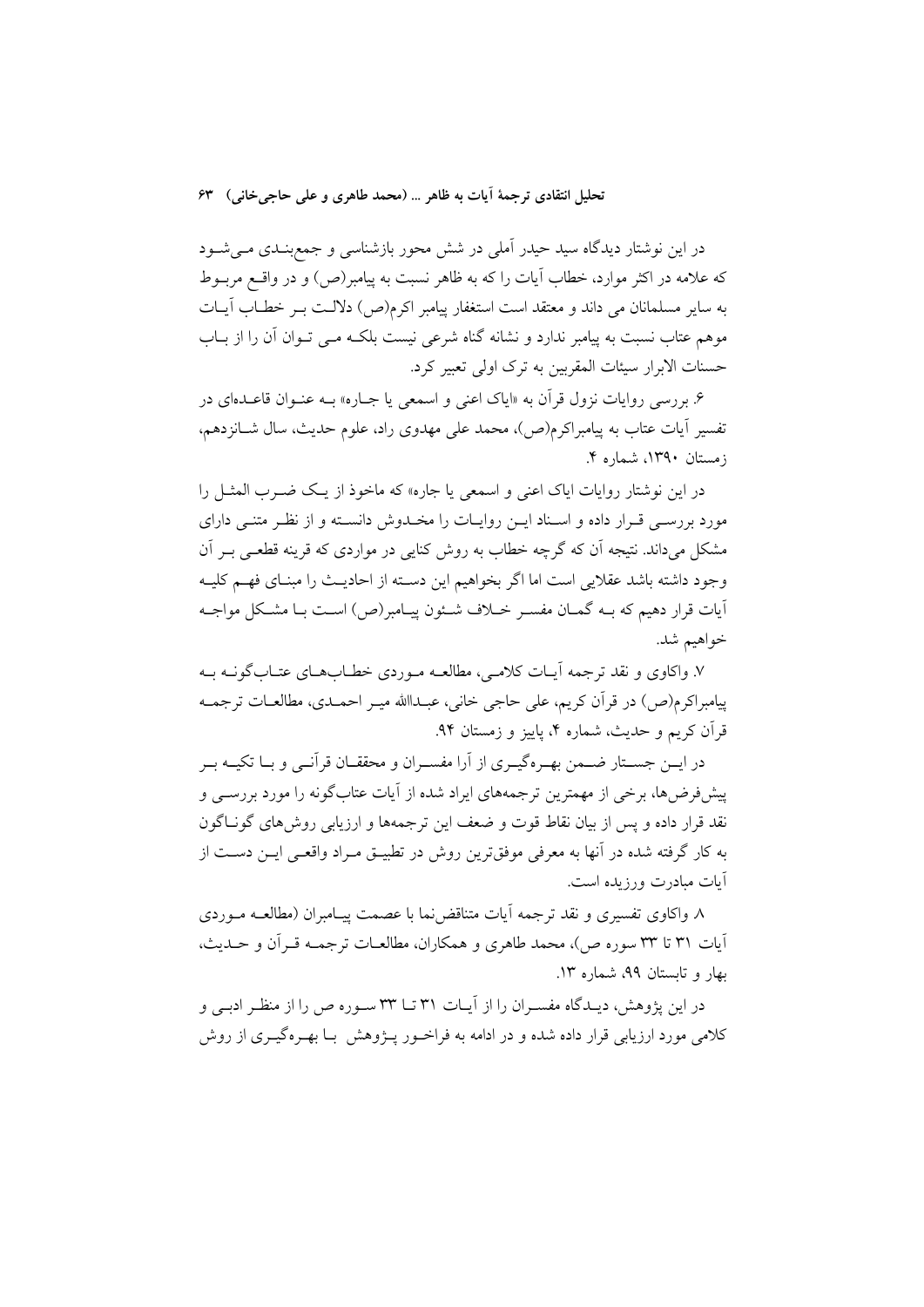در این نوشتار دیدگاه سید حیدر آملی در شش محور بازشناسی و جمع‌بندی می‌شود که علامه در اکثر موارد، خطاب آیات را که به ظاهر نسبت به پیامبر(ص) و در واقع مربوط به سایر مسلمانان می داند و معتقد است استغفار پیامبر اکرم(ص) دلالت بر خطاب آیات موهم عتاب نسبت به پیامبر ندارد و نشانه گناه شرعی نیست بلکه می توان آن را از باب حسنات الابرار سیئات المقربین به ترک اولی تعبیر کرد.

۶. بررسی روایات نزول قرآن به «ایاک اعنی و اسمعی یا جاره» به عنوان قاعده‌ای در تفسیر آیات عتاب به پیامبراکرم(ص)، محمد علی مهدوی راد، علوم حدیث، سال شانزدهم، زمستان ۱۳۹۰، شماره ۴.

در این نوشتار روایات ایاک اعنی و اسمعی یا جاره» که ماخوذ از یک ضرب المثل را مورد بررسی قرار داده و اسناد این روایات را مخدوش دانسته و از نظر متنی دارای مشکل می‌داند. نتیجه آن که گرچه خطاب به روش کنایی در مواردی که قرینه قطعی بر آن وجود داشته باشد عقلایی است اما اگر بخواهیم این دسته از احادیث را مبنای فهم کلیه آیات قرار دهیم که به گمان مفسر خلاف شئون پیامبر(ص) است با مشکل مواجه خواهیم شد.

۷. واکاوی و نقد ترجمه آیات کلامی، مطالعه موردی خطاب‌های عتاب‌گونه به پیامبراکرم(ص) در قرآن کریم، علی حاجی خانی، عبدالله میر احمدی، مطالعات ترجمه قرآن کریم و حدیث، شماره ۴، پاییز و زمستان ۹۴.

در این جستار ضمن بهره‌گیری از آرا مفسران و محققان قرآنی و با تکیه بر پیش‌فرض‌ها، برخی از مهمترین ترجمه‌های ایراد شده از آیات عتاب‌گونه را مورد بررسی و نقد قرار داده و پس از بیان نقاط قوت و ضعف این ترجمه‌ها و ارزیابی روش‌های گوناگون به کار گرفته شده در آنها به معرفی موفق‌ترین روش در تطبیق مراد واقعی این دست از آیات مبادرت ورزیده است.

۸ واکاوی تفسیری و نقد ترجمه آیات متناقض‌نما با عصمت پیامبران (مطالعه موردی آیات ۳۱ تا ۳۳ سوره ص)، محمد طاهری و همکاران، مطالعات ترجمه قرآن و حدیث، بهار و تابستان ۹۹، شماره ۱۳.

در این پژوهش، دیدگاه مفسران را از آیات ۳۱ تا ۳۳ سوره ص را از منظر ادبی و کلامی مورد ارزیابی قرار داده شده و در ادامه به فراخور پژوهش با بهره‌گیری از روش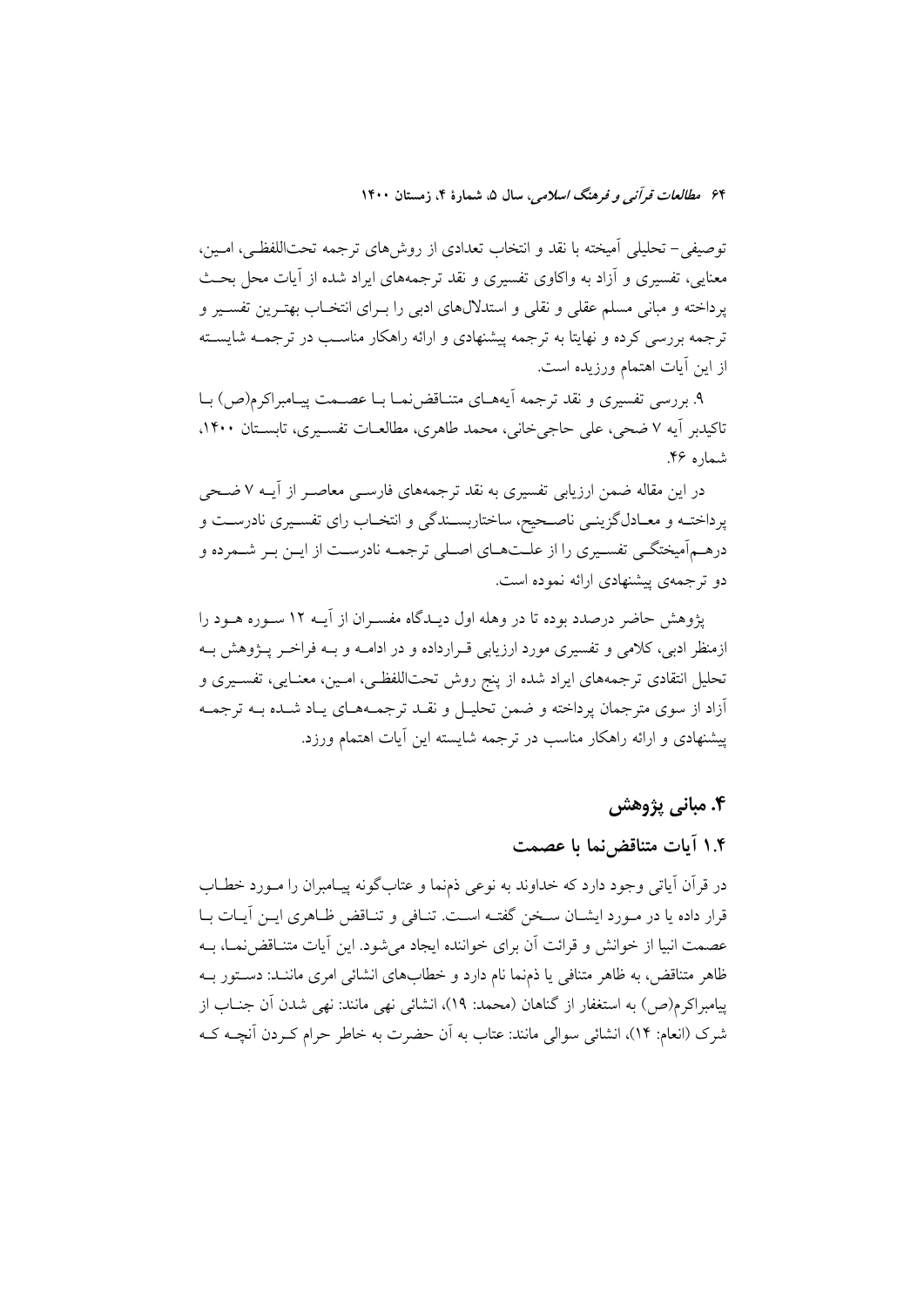توصیفی- تحلیلی آمیخته با نقد و انتخاب تعدادی از روش‌های ترجمه تحت‌اللفظی، امین، معنایی، تفسیری و آزاد به واکاوی تفسیری و نقد ترجمه‌های ایراد شده از آیات محل بحث پرداخته و مبانی مسلم عقلی و نقلی و استدلال‌های ادبی را برای انتخاب بهترین تفسیر و ترجمه بررسی کرده و نهایتا به ترجمه پیشنهادی و ارائه راهکار مناسب در ترجمه شایسته از این آیات اهتمام ورزیده است.

۹. بررسی تفسیری و نقد ترجمه آیه‌های متناقض‌نما با عصمت پیامبراکرم(ص) با تاکیدبر آیه ۷ ضحی، علی حاجی‌خانی، محمد طاهری، مطالعات تفسیری، تابستان ۱۴۰۰، شماره ۴۶.

در این مقاله ضمن ارزیابی تفسیری به نقد ترجمه‌های فارسی معاصر از آیه ۷ ضحی پرداخته و معادل‌گزینی ناصحیح، ساختاربسندگی و انتخاب رای تفسیری نادرست و درهم‌آمیختگی تفسیری را از علت‌های اصلی ترجمه نادرست از این بر شمرده و دو ترجمه‌ی پیشنهادی ارائه نموده است.

پژوهش حاضر درصدد بوده تا در وهله اول دیدگاه مفسران از آیه ۱۲ سوره هود را ازمنظر ادبی، کلامی و تفسیری مورد ارزیابی قرارداده و در ادامه و به فراخر پژوهش به تحلیل انتقادی ترجمه‌های ایراد شده از پنج روش تحت‌اللفظی، امین، معنایی، تفسیری و آزاد از سوی مترجمان پرداخته و ضمن تحلیل و نقد ترجمه‌های یاد شده به ترجمه پیشنهادی و ارائه راهکار مناسب در ترجمه شایسته این آیات اهتمام ورزد.

## ۴. مبانی پژوهش

### ۱.۴ آیات متناقض‌نما با عصمت

در قرآن آیاتی وجود دارد که خداوند به نوعی ذم‌نما و عتاب‌گونه پیامبران را مورد خطاب قرار داده یا در مورد ایشان سخن گفته است. تنافی و تناقض ظاهری این آیات با عصمت انبیا از خوانش و قرائت آن برای خواننده ایجاد می‌شود. این آیات متناقض‌نما، به ظاهر متناقض، به ظاهر متنافی یا ذم‌نما نام دارد و خطاب‌های انشائی امری مانند: دستور به پیامبراکرم(ص) به استغفار از گناهان (محمد: ۱۹)، انشائی نهی مانند: نهی شدن آن جناب از شرک (انعام: ۱۴)، انشائی سوالی مانند: عتاب به آن حضرت به خاطر حرام کردن آنچه که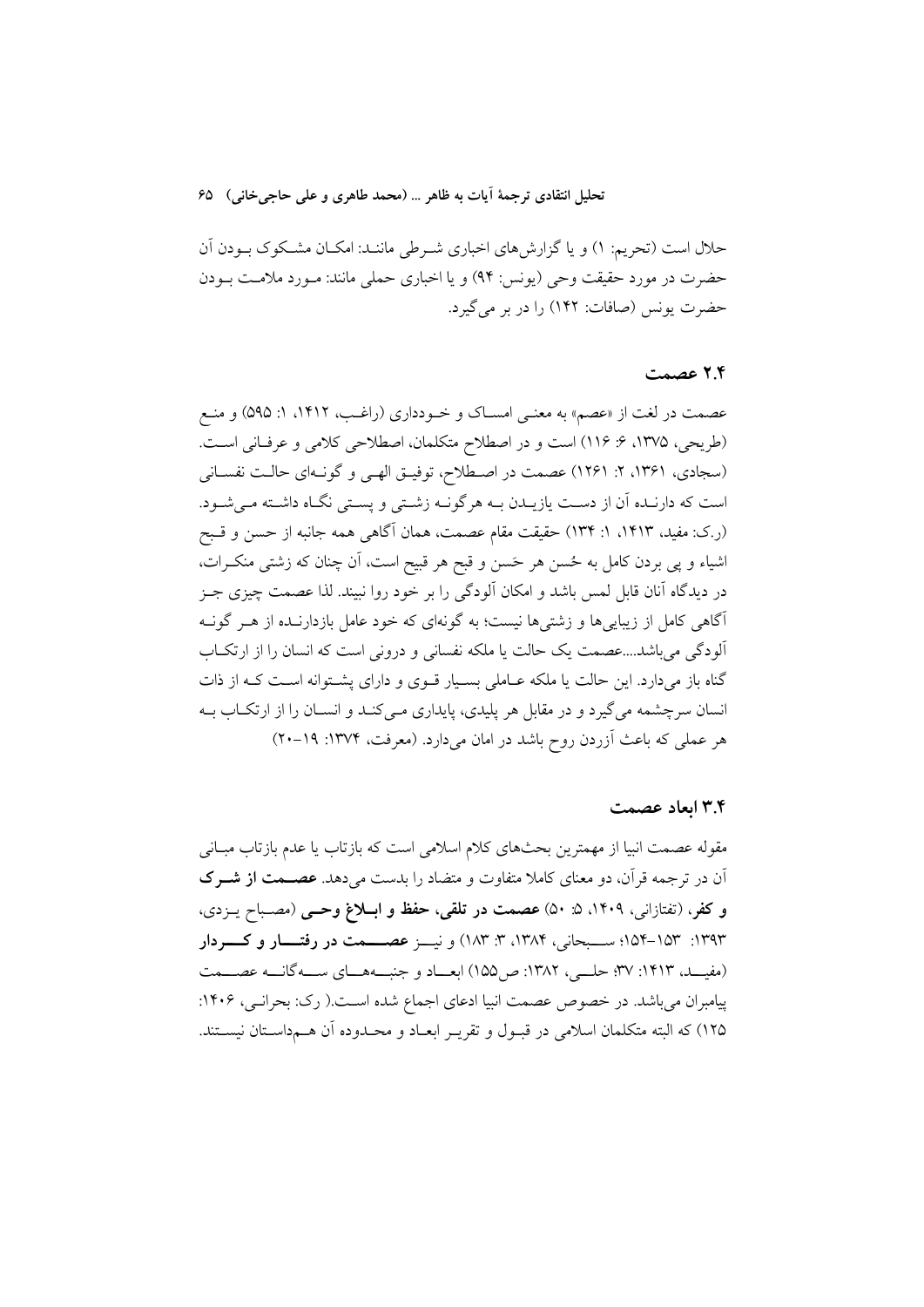حلال است (تحریم: ۱) و یا گزارش‌های اخباری شرطی مانند: امکان مشکوک بودن آن حضرت در مورد حقیقت وحی (یونس: ۹۴) و یا اخباری حملی مانند: مورد ملامت بودن حضرت یونس (صافات: ۱۴۲) را در بر می‌گیرد.

### ۲.۴ عصمت

عصمت در لغت از «عصم» به معنی امساک و خودداری (راغب، ۱۴۱۲، ۱: ۵۹۵) و منع (طریحی، ۱۳۷۵، ۶: ۱۱۶) است و در اصطلاح متکلمان، اصطلاحی کلامی و عرفانی است. (سجادی، ۱۳۶۱، ۲: ۱۲۶۱) عصمت در اصطلاح، توفیق الهی و گونه‌ای حالت نفسانی است که دارنده آن از دست یازیدن به هرگونه زشتی و پستی نگاه داشته می‌شود. (ر.ک: مفید، ۱۴۱۳، ۱: ۱۳۴) حقیقت مقام عصمت، همان آگاهی همه جانبه از حسن و قبح اشیاء و پی بردن کامل به حُسن هر حَسن و قبح هر قبیح است، آن چنان که زشتی منکرات، در دیدگاه آنان قابل لمس باشد و امکان آلودگی را بر خود روا نبیند. لذا عصمت چیزی جز آگاهی کامل از زیبایی‌ها و زشتی‌ها نیست؛ به گونه‌ای که خود عامل بازدارنده از هر گونه آلودگی می‌باشد....عصمت یک حالت یا ملکه نفسانی و درونی است که انسان را از ارتکاب گناه باز می‌دارد. این حالت یا ملکه عاملی بسیار قوی و دارای پشتوانه است که از ذات انسان سرچشمه می‌گیرد و در مقابل هر پلیدی، پایداری می‌کند و انسان را از ارتکاب به هر عملی که باعث آزردن روح باشد در امان می‌دارد. (معرفت، ۱۳۷۴: ۱۹-۲۰)

### ۳.۴ ابعاد عصمت

مقوله عصمت انبیا از مهمترین بحث‌های کلام اسلامی است که بازتاب یا عدم بازتاب مبانی آن در ترجمه قرآن، دو معنای کاملا متفاوت و متضاد را بدست می‌دهد. **عصمت از شرک و کفر**، (تفتازانی، ۱۴۰۹، ۵: ۵۰) **عصمت در تلقی، حفظ و ابلاغ وحی** (مصباح یزدی، ۱۳۹۳: ۱۵۳-۱۵۴؛ سبحانی، ۱۳۸۴، ۳: ۱۸۳) و نیز **عصمت در رفتار و کردار** (مفید، ۱۴۱۳: ۳۷؛ حلی، ۱۳۸۲: ص۱۵۵) ابعاد و جنبه‌های سه‌گانه عصمت پیامبران می‌باشد. در خصوص عصمت انبیا ادعای اجماع شده است.( رک: بحرانی، ۱۴۰۶: ۱۲۵) که البته متکلمان اسلامی در قبول و تقریر ابعاد و محدوده آن هم‌داستان نیستند.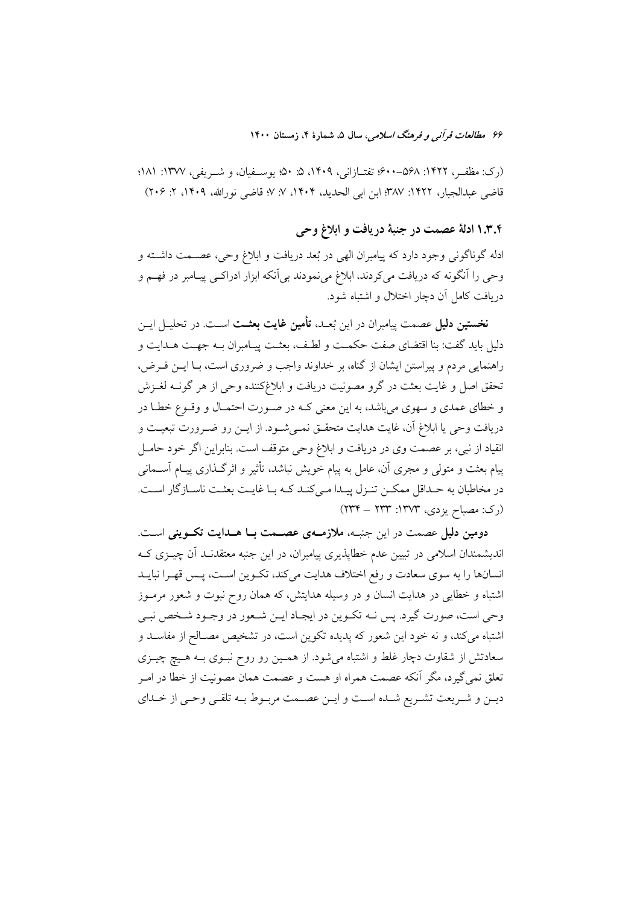(رک: مظفـر، ۱۴۲۲: ۵۶۸–۶۰۰؛ تفتـازانی، ۱۴۰۹، ۵: ۵۰؛ یوسـفیان، و شـریفی، ۱۳۷۷: ۱۸۱؛ قاضی عبدالجبار، ۱۴۲۲: ۳۸۷؛ ابن ابی الحدید، ۱۴۰۴، ۷: ۷؛ قاضی نورالله، ۱۴۰۹، ۲: ۲۰۶)

### ۱.۳.۴ ادلهٔ عصمت در جنبهٔ دریافت و ابلاغ وحی

ادله گوناگونی وجود دارد که پیامبران الهی در بُعد دریافت و ابلاغ وحی، عصـمت داشـته و وحی را آنگونه که دریافت می‌کردند، ابلاغ می‌نمودند بی‌آنکه ابزار ادراکـی پیـامبر در فهـم و دریافت کامل آن دچار اختلال و اشتباه شود.

**نخستین دلیل** عصمت پیامبران در این بُعـد، **تأمین غایت بعثـت** اسـت. در تحلیـل ایـن دلیل باید گفت: بنا اقتضای صفت حکمـت و لطـف، بعثـت پیـامبران بـه جهـت هـدایت و راهنمایی مردم و پیراستن ایشان از گناه، بر خداوند واجب و ضروری است، بـا ایـن فـرض، تحقق اصل و غایت بعثت در گرو مصونیت دریافت و ابلاغ‌کننده وحی از هر گونـه لغـزش و خطای عمدی و سهوی می‌باشد، به این معنی کـه در صـورت احتمـال و وقـوع خطـا در دریافت وحی یا ابلاغ آن، غایت هدایت متحقـق نمـی‌شـود. از ایـن رو ضـرورت تبعیـت و انقیاد از نبی، بر عصمت وی در دریافت و ابلاغ وحی متوقف است. بنابراین اگر خود حامـل پیام بعثت و متولی و مجری آن، عامل به پیام خویش نباشد، تأثیر و اثرگـذاری پیـام آسـمانی در مخاطبان به حـداقل ممکـن تنـزل پیـدا مـی‌کنـد کـه بـا غایـت بعثـت ناسـازگار اسـت. (رک: مصباح یزدی، ۱۳۷۳: ۲۳۳ – ۲۳۴)

**دومین دلیل** عصمت در این جنبـه، **ملازمـه‌ی عصـمت بـا هـدایت تکـوینی** اسـت. اندیشمندان اسلامی در تبیین عدم خطاپذیری پیامبران، در این جنبه معتقدنـد آن چیـزی کـه انسان‌ها را به سوی سعادت و رفع اختلاف هدایت می‌کند، تکـوین اسـت، پـس قهـرا نبایـد اشتباه و خطایی در هدایت انسان و در وسیله هدایتش، که همان روح نبوت و شعور مرمـوز وحی است، صورت گیرد. پس نـه تکـوین در ایجـاد ایـن شـعور در وجـود شـخص نبـی اشتباه می‌کند، و نه خود این شعور که پدیده تکوین است، در تشخیص مصـالح از مفاسـد و سعادتش از شقاوت دچار غلط و اشتباه می‌شود. از همـین رو روح نبـوی بـه هـیچ چیـزی تعلق نمی‌گیرد، مگر آنکه عصمت همراه او هست و عصمت همان مصونیت از خطا در امـر دیـن و شـریعت تشـریع شـده اسـت و ایـن عصـمت مربـوط بـه تلقـی وحـی از خـدای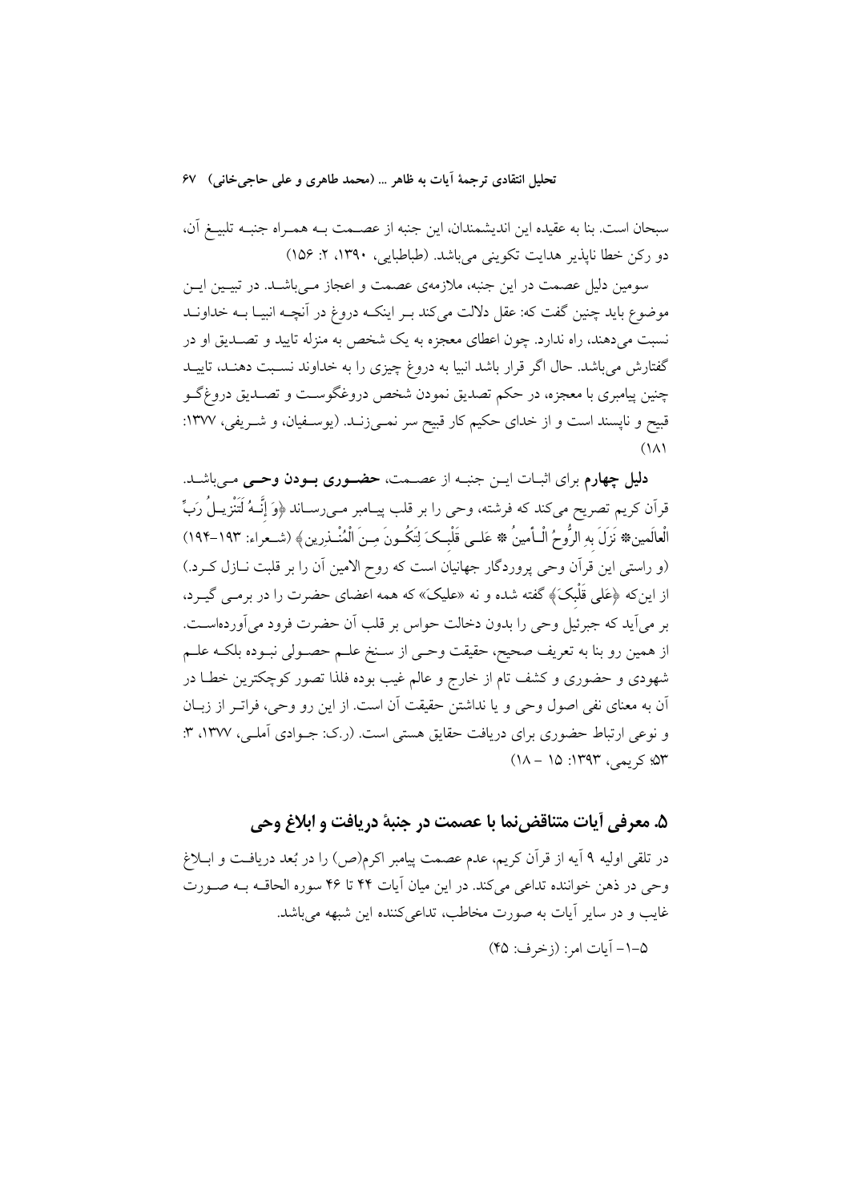سبحان است. بنا به عقیده این اندیشمندان، این جنبه از عصمت به همراه جنبه تلبیغ آن، دو رکن خطا ناپذیر هدایت تکوینی می‌باشد. (طباطبایی، ۱۳۹۰، ۲: ۱۵۶)

سومین دلیل عصمت در این جنبه، ملازمه‌ی عصمت و اعجاز می‌باشد. در تبیین این موضوع باید چنین گفت که: عقل دلالت می‌کند بر اینکه دروغ در آنچه انبیا به خداوند نسبت می‌دهند، راه ندارد. چون اعطای معجزه به یک شخص به منزله تایید و تصدیق او در گفتارش می‌باشد. حال اگر قرار باشد انبیا به دروغ چیزی را به خداوند نسبت دهند، تایید چنین پیامبری با معجزه، در حکم تصدیق نمودن شخص دروغگوست و تصدیق دروغگو قبیح و ناپسند است و از خدای حکیم کار قبیح سر نمی‌زند. (یوسفیان، و شریفی، ۱۳۷۷: ۱۸۱)

**دلیل چهارم** برای اثبات این جنبه از عصمت، **حضوری بودن وحی** می‌باشد. قرآن کریم تصریح می‌کند که فرشته، وحی را بر قلب پیامبر می‌رساند ﴿وَ إِنَّهُ لَتَنْزِيلُ رَبِّ الْعالَمين * نَزَلَ بِهِ الرُّوحُ الْأَمينُ * عَلى قَلْبِكَ لِتَكُونَ مِنَ الْمُنْذِرين﴾ (شعراء: ۱۹۳-۱۹۴) (و راستی این قرآن وحی پروردگار جهانیان است که روح الامین آن را بر قلبت نازل کرد.) از این‌که ﴿عَلى قَلْبِكَ﴾ گفته شده و نه «عليكَ» که همه اعضای حضرت را در برمی گیرد، بر می‌آید که جبرئیل وحی را بدون دخالت حواس بر قلب آن حضرت فرود می‌آورده‌است. از همین رو بنا به تعریف صحیح، حقیقت وحی از سنخ علم حصولی نبوده بلکه علم شهودی و حضوری و کشف تام از خارج و عالم غیب بوده فلذا تصور کوچکترین خطا در آن به معنای نفی اصول وحی و یا نداشتن حقیقت آن است. از این رو وحی، فراتر از زبان و نوعی ارتباط حضوری برای دریافت حقایق هستی است. (ر.ک: جوادی آملی، ۱۳۷۷، ۳: ۵۳؛ کریمی، ۱۳۹۳: ۱۵ – ۱۸)

## ۵. معرفی آیات متناقض‌نما با عصمت در جنبهٔ دریافت و ابلاغ وحی

در تلقی اولیه ۹ آیه از قرآن کریم، عدم عصمت پیامبر اکرم(ص) را در بُعد دریافت و ابلاغ وحی در ذهن خواننده تداعی می‌کند. در این میان آیات ۴۴ تا ۴۶ سوره الحاقه به صورت غایب و در سایر آیات به صورت مخاطب، تداعی‌کننده این شبهه می‌باشد.

۵-۱- آیات امر: (زخرف: ۴۵)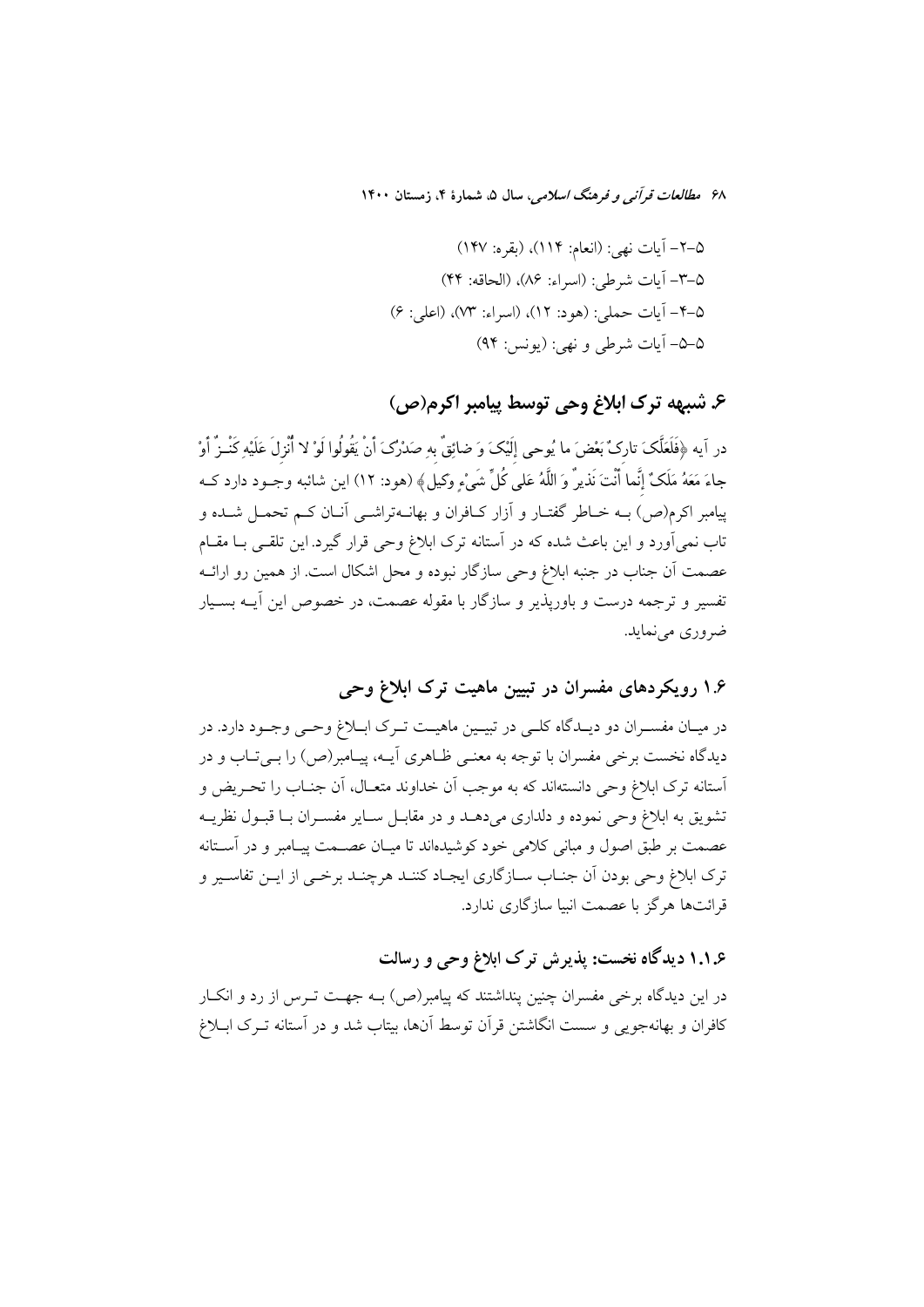۵-۲- آیات نهی: (انعام: ۱۱۴)، (بقره: ۱۴۷)

۵-۳- آیات شرطی: (اسراء: ۸۶)، (الحاقه: ۴۴)

۵-۴- آیات حملی: (هود: ۱۲)، (اسراء: ۷۳)، (اعلی: ۶)

۵-۵- آیات شرطی و نهی: (یونس: ۹۴)

## ۶. شبهه ترک ابلاغ وحی توسط پیامبر اکرم(ص)

در آیه ﴿فَلَعَلَّکَ تارِکٌ بَعْضَ ما یُوحی إِلَیْکَ وَ ضائِقٌ بِهِ صَدْرُکَ أَنْ یَقُولُوا لَوْ لا أُنْزِلَ عَلَیْهِ کَنْزٌ أَوْ جاءَ مَعَهُ مَلَکٌ إِنَّما أَنْتَ نَذیرٌ وَ اللَّهُ عَلی کُلِّ شَیْءٍ وَکیلٌ﴾ (هود: ۱۲) این شائبه وجود دارد که پیامبر اکرم(ص) به خاطر گفتار و آزار کافران و بهانه‌تراشی آنان کم تحمل شده و تاب نمی‌آورد و این باعث شده که در آستانه ترک ابلاغ وحی قرار گیرد. این تلقی با مقام عصمت آن جناب در جنبه ابلاغ وحی سازگار نبوده و محل اشکال است. از همین رو ارائه تفسیر و ترجمه درست و باورپذیر و سازگار با مقوله عصمت، در خصوص این آیه بسیار ضروری می‌نماید.

### ۱.۶ رویکردهای مفسران در تبیین ماهیت ترک ابلاغ وحی

در میان مفسران دو دیدگاه کلی در تبیین ماهیت ترک ابلاغ وحی وجود دارد. در دیدگاه نخست برخی مفسران با توجه به معنی ظاهری آیه، پیامبر(ص) را بی‌تاب و در آستانه ترک ابلاغ وحی دانسته‌اند که به موجب آن خداوند متعال، آن جناب را تحریض و تشویق به ابلاغ وحی نموده و دلداری می‌دهد و در مقابل سایر مفسران با قبول نظریه عصمت بر طبق اصول و مبانی کلامی خود کوشیده‌اند تا میان عصمت پیامبر و در آستانه ترک ابلاغ وحی بودن آن جناب سازگاری ایجاد کنند هرچند برخی از این تفاسیر و قرائت‌ها هرگز با عصمت انبیا سازگاری ندارد.

#### ۱.۱.۶ دیدگاه نخست: پذیرش ترک ابلاغ وحی و رسالت

در این دیدگاه برخی مفسران چنین پنداشتند که پیامبر(ص) به جهت ترس از رد و انکار کافران و بهانه‌جویی و سست انگاشتن قرآن توسط آنها، بیتاب شد و در آستانه ترک ابلاغ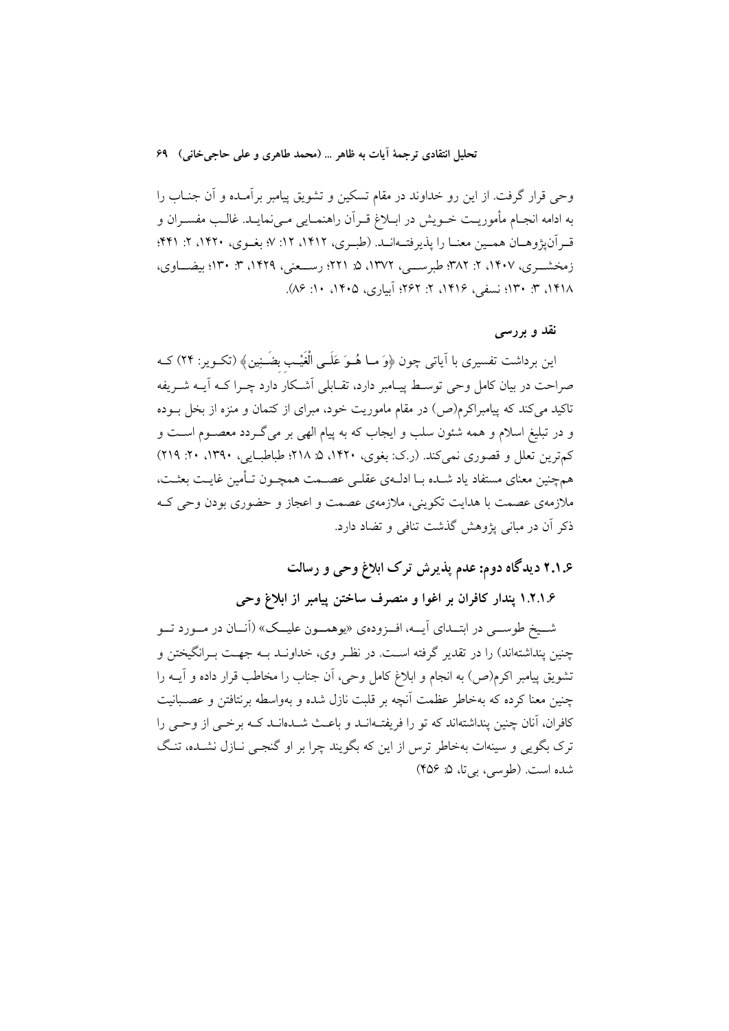وحی قرار گرفت. از این رو خداوند در مقام تسکین و تشویق پیامبر برآمده و آن جناب را به ادامه انجام مأموریت خویش در ابلاغ قرآن راهنمایی می‌نماید. غالب مفسران و قرآن‌پژوهان همین معنا را پذیرفته‌اند. (طبری، ۱۴۱۲، ۱۲: ۷؛ بغوی، ۱۴۲۰، ۲: ۴۴۱؛ زمخشری، ۱۴۰۷، ۲: ۳۸۲؛ طبرسی، ۱۳۷۲، ۵: ۲۲۱؛ رسعنی، ۱۴۲۹، ۳: ۱۳۰؛ بیضاوی، ۱۴۱۸، ۳: ۱۳۰؛ نسفی، ۱۴۱۶، ۲: ۲۶۲؛ آبیاری، ۱۴۰۵، ۱۰: ۸۶).

### نقد و بررسی

این برداشت تفسیری با آیاتی چون ﴿وَ مَا هُوَ عَلَى الْغَيْبِ بِضَنِينٍ﴾ (تکویر: ۲۴) که صراحت در بیان کامل وحی توسط پیامبر دارد، تقابلی آشکار دارد چرا که آیه شریفه تاکید می‌کند که پیامبراکرم(ص) در مقام ماموریت خود، مبرای از کتمان و منزه از بخل بوده و در تبلیغ اسلام و همه شئون سلب و ایجاب که به پیام الهی بر می‌گردد معصوم است و کم‌ترین تعلل و قصوری نمی‌کند. (ر.ک: بغوی، ۱۴۲۰، ۵: ۲۱۸؛ طباطبایی، ۱۳۹۰، ۲۰: ۲۱۹) هم‌چنین معنای مستفاد یاد شده با ادله‌ی عقلی عصمت همچون تأمین غایت بعثت، ملازمه‌ی عصمت با هدایت تکوینی، ملازمه‌ی عصمت و اعجاز و حضوری بودن وحی که ذکر آن در مبانی پژوهش گذشت تنافی و تضاد دارد.

## ۲.۱.۶ دیدگاه دوم: عدم پذیرش ترک ابلاغ وحی و رسالت

### ۱.۲.۱.۶ پندار کافران بر اغوا و منصرف ساختن پیامبر از ابلاغ وحی

شیخ طوسی در ابتدای آیه، افزوده‌ی «یوهمون علیک» (آنان در مورد تو چنین پنداشته‌اند) را در تقدیر گرفته است. در نظر وی، خداوند به جهت برانگیختن و تشویق پیامبر اکرم(ص) به انجام و ابلاغ کامل وحی، آن جناب را مخاطب قرار داده و آیه را چنین معنا کرده که به‌خاطر عظمت آنچه بر قلبت نازل شده و به‌واسطه برنتافتن و عصبانیت کافران، آنان چنین پنداشته‌اند که تو را فریفته‌اند و باعث شده‌اند که برخی از وحی را ترک بگویی و سینه‌ات به‌خاطر ترس از این که بگویند چرا بر او گنجی نازل نشده، تنگ شده است. (طوسی، بی‌تا، ۵: ۴۵۶)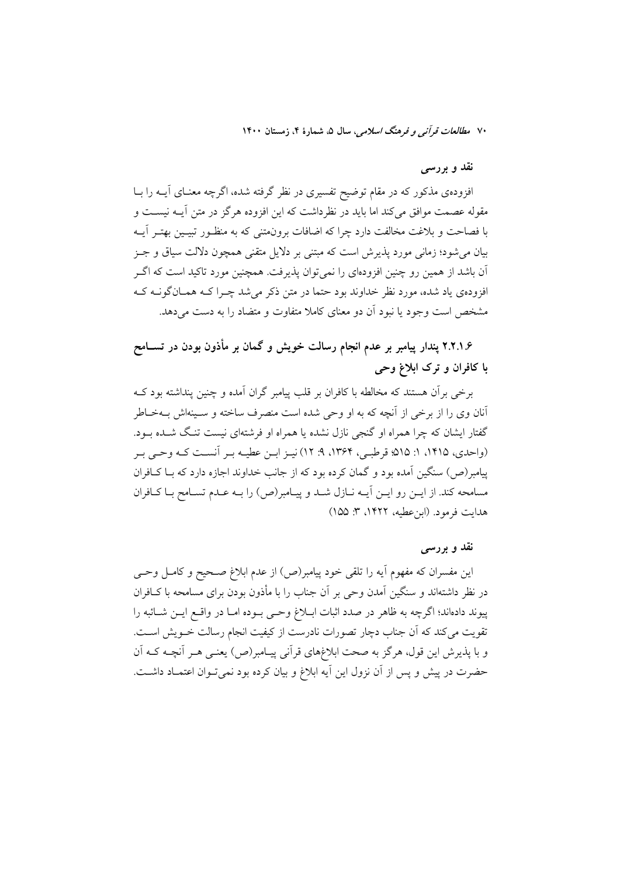### نقد و بررسی

افزوده‌ی مذکور که در مقام توضیح تفسیری در نظر گرفته شده، اگرچه معنـای آیـه را بـا مقوله عصمت موافق می‌کند اما باید در نظرداشت که این افزوده هرگز در متن آیـه نیسـت و با فصاحت و بلاغت مخالفت دارد چرا که اضافات برون‌متنی که به منظـور تبیـین بهتـر آیـه بیان می‌شود؛ زمانی مورد پذیرش است که مبتنی بر دلایل متقنی همچون دلالت سیاق و جـز آن باشد از همین رو چنین افزوده‌ای را نمی‌توان پذیرفت. همچنین مورد تاکید است که اگـر افزوده‌ی یاد شده، مورد نظر خداوند بود حتما در متن ذکر می‌شد چـرا کـه همـان‌گونـه کـه مشخص است وجود یا نبود آن دو معنای کاملا متفاوت و متضاد را به دست می‌دهد.

### ۲.۲.۱.۶ پندار پیامبر بر عدم انجام رسالت خویش و گمان بر مأذون بودن در تسـامح با کافران و ترک ابلاغ وحی

برخی برآن هستند که مخالطه با کافران بر قلب پیامبر گران آمده و چنین پنداشته بود کـه آنان وی را از برخی از آنچه که به او وحی شده است منصرف ساخته و سـینه‌اش بـه‌خـاطر گفتار ایشان که چرا همراه او گنجی نازل نشده یا همراه او فرشته‌ای نیست تنـگ شـده بـود. (واحدی، ۱۴۱۵، ۱: ۵۱۵؛ قرطبـی، ۱۳۶۴، ۹: ۱۲) نیـز ابـن عطیـه بـر آنسـت کـه وحـی بـر پیامبر(ص) سنگین آمده بود و گمان کرده بود که از جانب خداوند اجازه دارد که بـا کـافران مسامحه کند. از ایـن رو ایـن آیـه نـازل شـد و پیـامبر(ص) را بـه عـدم تسـامح بـا کـافران هدایت فرمود. (ابن‌عطیه، ۱۴۲۲، ۳: ۱۵۵)

### نقد و بررسی

این مفسران که مفهوم آیه را تلقی خود پیامبر(ص) از عدم ابلاغ صـحیح و کامـل وحـی در نظر داشته‌اند و سنگین آمدن وحی بر آن جناب را با مأذون بودن برای مسامحه با کـافران پیوند داده‌اند؛ اگرچه به ظاهر در صدد اثبات ابـلاغ وحـی بـوده امـا در واقـع ایـن شـائبه را تقویت می‌کند که آن جناب دچار تصورات نادرست از کیفیت انجام رسالت خـویش اسـت. و با پذیرش این قول، هرگز به صحت ابلاغ‌های قرآنی پیـامبر(ص) یعنـی هـر آنچـه کـه آن حضرت در پیش و پس از آن نزول این آیه ابلاغ و بیان کرده بود نمی‌تـوان اعتمـاد داشـت.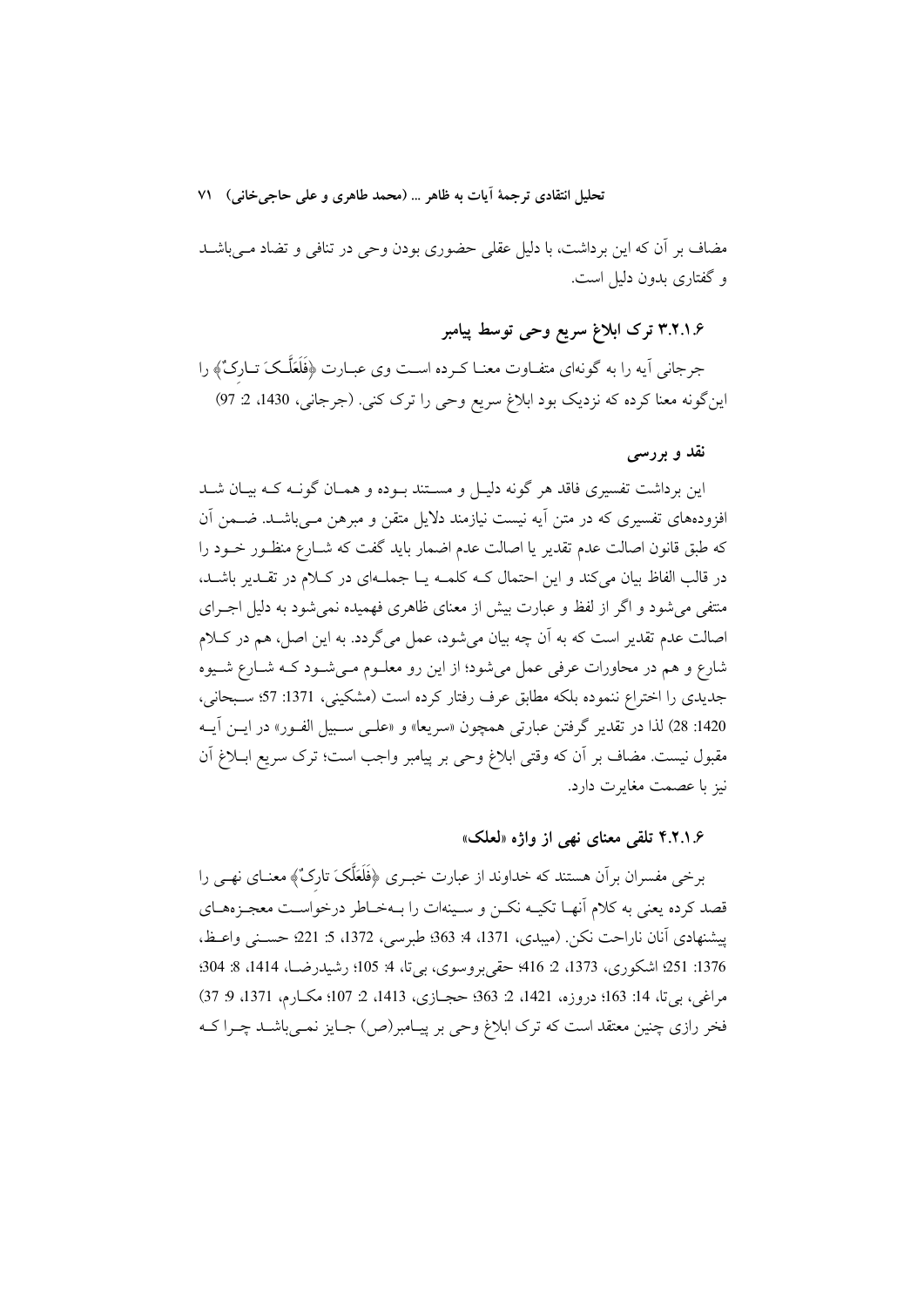مضاف بر آن که این برداشت، با دلیل عقلی حضوری بودن وحی در تنافی و تضاد می‌باشد و گفتاری بدون دلیل است.

### ۳.۲.۱.۶ ترک ابلاغ سریع وحی توسط پیامبر

جرجانی آیه را به گونه‌ای متفاوت معنا کرده است وی عبارت ﴿فَلَعَلَّکَ تارِکٌ﴾ را این‌گونه معنا کرده که نزدیک بود ابلاغ سریع وحی را ترک کنی. (جرجانی، 1430، 2: 97)

#### نقد و بررسی

این برداشت تفسیری فاقد هر گونه دلیل و مستند بوده و همان گونه که بیان شد افزوده‌های تفسیری که در متن آیه نیست نیازمند دلایل متقن و مبرهن می‌باشد. ضمن آن که طبق قانون اصالت عدم تقدیر یا اصالت عدم اضمار باید گفت که شارع منظور خود را در قالب الفاظ بیان می‌کند و این احتمال که کلمه یا جمله‌ای در کلام در تقدیر باشد، منتفی می‌شود و اگر از لفظ و عبارت بیش از معنای ظاهری فهمیده نمی‌شود به دلیل اجرای اصالت عدم تقدیر است که به آن چه بیان می‌شود، عمل می‌گردد. به این اصل، هم در کلام شارع و هم در محاورات عرفی عمل می‌شود؛ از این رو معلوم می‌شود که شارع شیوه جدیدی را اختراع ننموده بلکه مطابق عرف رفتار کرده است (مشکینی، 1371: 57؛ سبحانی، 1420: 28) لذا در تقدیر گرفتن عبارتی همچون «سریعا» و «علی سبیل الفور» در این آیه مقبول نیست. مضاف بر آن که وقتی ابلاغ وحی بر پیامبر واجب است؛ ترک سریع ابلاغ آن نیز با عصمت مغایرت دارد.

### ۴.۲.۱.۶ تلقی معنای نهی از واژه «لعلک»

برخی مفسران برآن هستند که خداوند از عبارت خبری ﴿فَلَعَلَّکَ تارِکٌ﴾ معنای نهی را قصد کرده یعنی به کلام آنها تکیه نکن و سینات را به‌خاطر درخواست معجزه‌های پیشنهادی آنان ناراحت نکن. (میبدی، 1371، 4: 363؛ طبرسی، 1372، 5: 221؛ حسنی واعظ، 1376: 251؛ اشکوری، 1373، 2: 416؛ حقی‌بروسوی، بی‌تا، 4: 105؛ رشیدرضا، 1414، 8: 304؛ مراغی، بی‌تا، 14: 163؛ دروزه، 1421، 2: 363؛ حجازی، 1413، 2: 107؛ مکارم، 1371، 9: 37) فخر رازی چنین معتقد است که ترک ابلاغ وحی بر پیامبر(ص) جایز نمی‌باشد چرا که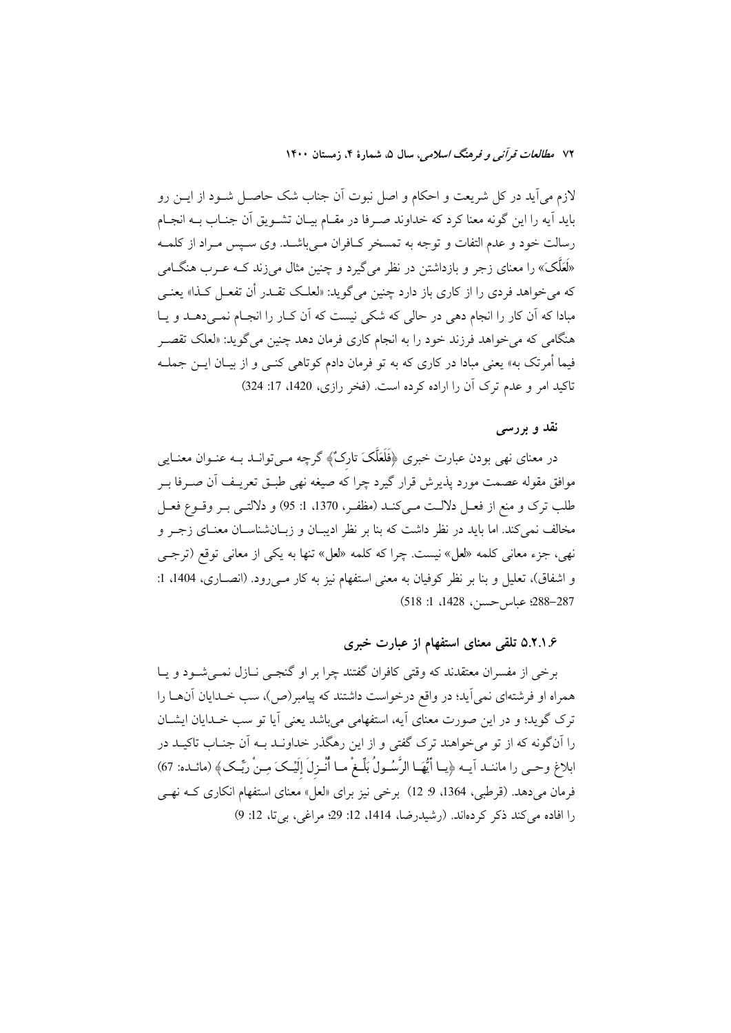لازم می‌آید در کل شریعت و احکام و اصل نبوت آن جناب شک حاصل شود از این رو باید آیه را این گونه معنا کرد که خداوند صرفا در مقام بیان تشویق آن جناب به انجام رسالت خود و عدم التفات و توجه به تمسخر کافران می‌باشد. وی سپس مراد از کلمه «لَعَلَّکَ» را معنای زجر و بازداشتن در نظر می‌گیرد و چنین مثال می‌زند که عرب هنگامی که می‌خواهد فردی را از کاری باز دارد چنین می‌گوید: «لعلک تقدر أن تفعل کذا» یعنی مبادا که آن کار را انجام دهی در حالی که شکی نیست که آن کار را انجام نمی‌دهد و یا هنگامی که می‌خواهد فرزند خود را به انجام کاری فرمان دهد چنین می‌گوید: «لعلک تقصر فیما أمرتک به» یعنی مبادا در کاری که به تو فرمان دادم کوتاهی کنی و از بیان این جمله تاکید امر و عدم ترک آن را اراده کرده است. (فخر رازی، 1420، 17: 324)

### نقد و بررسی

در معنای نهی بودن عبارت خبری ﴿فَلَعَلَّکَ تارِکٌ﴾ گرچه می‌تواند به عنوان معنایی موافق مقوله عصمت مورد پذیرش قرار گیرد چرا که صیغه نهی طبق تعریف آن صرفا بر طلب ترک و منع از فعل دلالت می‌کند (مظفر، 1370، 1: 95) و دلالتی بر وقوع فعل مخالف نمی‌کند. اما باید در نظر داشت که بنا بر نظر ادیبان و زبان‌شناسان معنای زجر و نهی، جزء معانی کلمه «لعل» نیست. چرا که کلمه «لعل» تنها به یکی از معانی توقع (ترجی و اشفاق)، تعلیل و بنا بر نظر کوفیان به معنی استفهام نیز به کار می‌رود. (انصاری، 1404، 1: 287–288؛ عباس‌حسن، 1428، 1: 518)

### 5.2.1.6 تلقی معنای استفهام از عبارت خبری

برخی از مفسران معتقدند که وقتی کافران گفتند چرا بر او گنجی نازل نمی‌شود و یا همراه او فرشته‌ای نمی‌آید؛ در واقع درخواست داشتند که پیامبر(ص)، سب خدایان آنها را ترک گوید؛ و در این صورت معنای آیه، استفهامی می‌باشد یعنی آیا تو سب خدایان ایشان را آن‌گونه که از تو می‌خواهند ترک گفتی و از این رهگذر خداوند به آن جناب تاکید در ابلاغ وحی را مانند آیه ﴿یا أَیُّهَا الرَّسُولُ بَلِّغْ ما أُنْزِلَ إِلَیْکَ مِنْ رَبِّکَ﴾ (مائده: 67) فرمان می‌دهد. (قرطبی، 1364، 9: 12) برخی نیز برای «لعل» معنای استفهام انکاری که نهی را افاده می‌کند ذکر کرده‌اند. (رشیدرضا، 1414، 12: 29؛ مراغی، بی‌تا، 12: 9)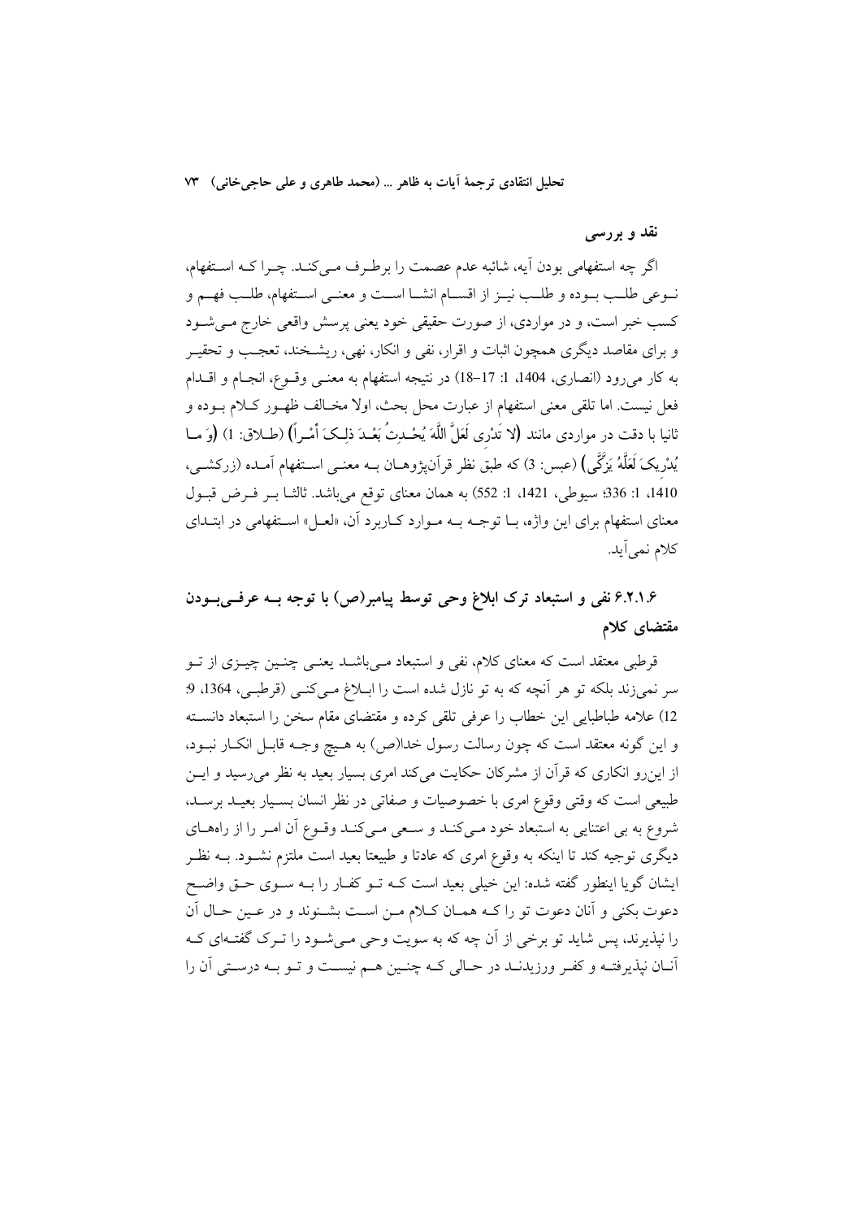**نقد و بررسی**

اگر چه استفهامی بودن آیه، شائبه عدم عصمت را برطرف می‌کند. چرا که استفهام، نوعی طلب بوده و طلب نیز از اقسام انشا است و معنی استفهام، طلب فهم و کسب خبر است، و در مواردی، از صورت حقیقی خود یعنی پرسش واقعی خارج می‌شود و برای مقاصد دیگری همچون اثبات و اقرار، نفی و انکار، نهی، ریشخند، تعجب و تحقیر به کار می‌رود (انصاری، 1404، 1: 17–18) در نتیجه استفهام به معنی وقوع، انجام و اقدام فعل نیست. اما تلقی معنی استفهام از عبارت محل بحث، اولا مخالف ظهور کلام بوده و ثانیا با دقت در مواردی مانند (لا تَدْرِی لَعَلَّ اللَّهَ یُحْدِثُ بَعْدَ ذلِکَ أَمْراً) (طلاق: 1) (وَ ما یُدْرِیکَ لَعَلَّهُ یَزَّکَّی) (عبس: 3) که طبق نظر قرآن‌پژوهان به معنی استفهام آمده (زرکشی، 1410، 1: 336؛ سیوطی، 1421، 1: 552) به همان معنای توقع می‌باشد. ثالثا بر فرض قبول معنای استفهام برای این واژه، با توجه به موارد کاربرد آن، «لعل» استفهامی در ابتدای کلام نمی‌آید.

## ۶.۲.۱.۶ نفی و استبعاد ترک ابلاغ وحی توسط پیامبر(ص) با توجه به عرفی‌بودن مقتضای کلام

قرطبی معتقد است که معنای کلام، نفی و استبعاد می‌باشد یعنی چنین چیزی از تو سر نمی‌زند بلکه تو هر آنچه که به تو نازل شده است را ابلاغ می‌کنی (قرطبی، 1364، 9: 12) علامه طباطبایی این خطاب را عرفی تلقی کرده و مقتضای مقام سخن را استبعاد دانسته و این گونه معتقد است که چون رسالت رسول خدا(ص) به هیچ وجه قابل انکار نبود، از این‌رو انکاری که قرآن از مشرکان حکایت می‌کند امری بسیار بعید به نظر می‌رسید و این طبیعی است که وقتی وقوع امری با خصوصیات و صفاتی در نظر انسان بسیار بعید برسد، شروع به بی اعتنایی به استبعاد خود می‌کند و سعی می‌کند وقوع آن امر را از راه‌های دیگری توجیه کند تا اینکه به وقوع امری که عادتا و طبیعتا بعید است ملتزم نشود. به نظر ایشان گویا اینطور گفته شده: این خیلی بعید است که تو کفار را به سوی حق واضح دعوت بکنی و آنان دعوت تو را که همان کلام من است بشنوند و در عین حال آن را نپذیرند، پس شاید تو برخی از آن چه که به سویت وحی می‌شود را ترک گفته‌ای که آنان نپذیرفته و کفر ورزیدند در حالی که چنین هم نیست و تو به درستی آن را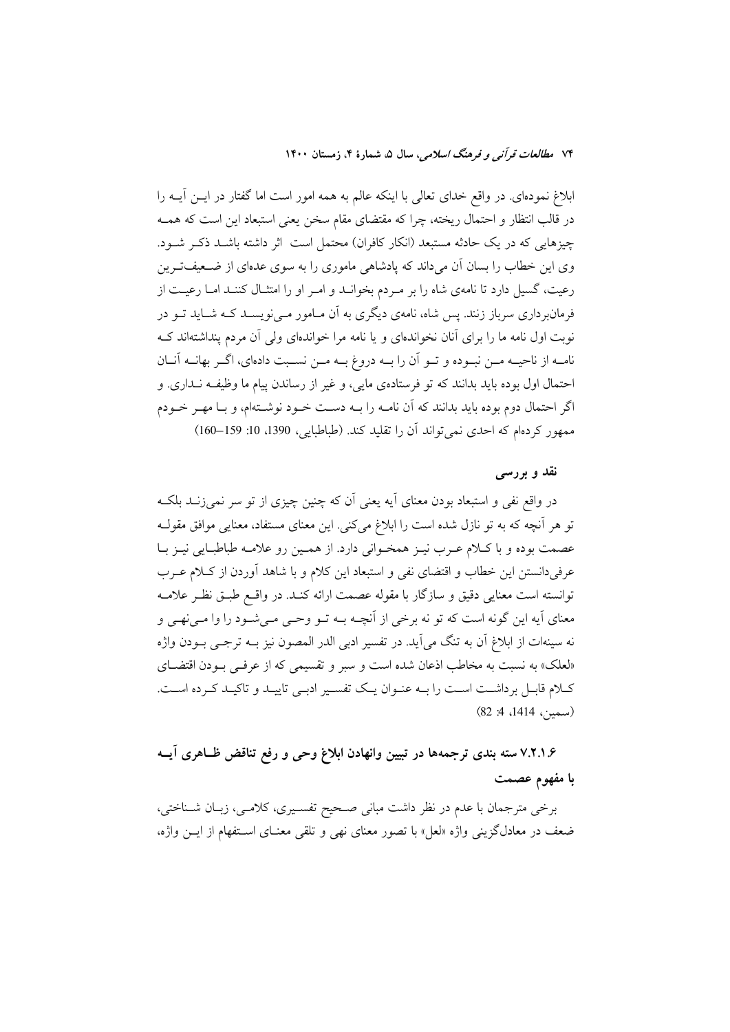ابلاغ نموده‌ای. در واقع خدای تعالی با اینکه عالم به همه امور است اما گفتار در ایـن آیـه را در قالب انتظار و احتمال ریخته، چرا که مقتضای مقام سخن یعنی استبعاد این است که همـه چیزهایی که در یک حادثه مستبعد (انکار کافران) محتمل است اثر داشته باشـد ذکـر شـود. وی این خطاب را بسان آن می‌داند که پادشاهی ماموری را به سوی عده‌ای از ضـعیف‌تـرین رعیت، گسیل دارد تا نامه‌ی شاه را بر مـردم بخوانـد و امـر او را امتثـال کننـد امـا رعیـت از فرمانبرداری سرباز زنند. پس شاه، نامه‌ی دیگری به آن مـامور مـی‌نویسـد کـه شـاید تـو در نوبت اول نامه ما را برای آنان نخوانده‌ای و یا نامه مرا خوانده‌ای ولی آن مردم پنداشته‌اند کـه نامـه از ناحیـه مـن نبـوده و تـو آن را بـه دروغ بـه مـن نسـبت داده‌ای، اگـر بهانـه آنـان احتمال اول بوده باید بدانند که تو فرستاده‌ی مایی، و غیر از رساندن پیام ما وظیفـه نـداری. و اگر احتمال دوم بوده باید بدانند که آن نامـه را بـه دسـت خـود نوشـته‌ام، و بـا مهـر خـودم ممهور کرده‌ام که احدی نمی‌تواند آن را تقلید کند. (طباطبایی، 1390، 10: 159–160)

### نقد و بررسی

در واقع نفی و استبعاد بودن معنای آیه یعنی آن که چنین چیزی از تو سر نمی‌زنـد بلکـه تو هر آنچه که به تو نازل شده است را ابلاغ می‌کنی. این معنای مستفاد، معنایی موافق مقولـه عصمت بوده و با کـلام عـرب نیـز همخـوانی دارد. از همـین رو علامـه طباطبـایی نیـز بـا عرفی‌دانستن این خطاب و اقتضای نفی و استبعاد این کلام و با شاهد آوردن از کـلام عـرب توانسته است معنایی دقیق و سازگار با مقوله عصمت ارائه کنـد. در واقـع طبـق نظـر علامـه معنای آیه این گونه است که تو نه برخی از آنچـه بـه تـو وحـی مـی‌شـود را وا مـی‌نهـی و نه سینه‌ات از ابلاغ آن به تنگ می‌آید. در تفسیر ادبی الدر المصون نیز بـه ترجـی بـودن واژه «لعلک» به نسبت به مخاطب اذعان شده است و سبر و تقسیمی که از عرفـی بـودن اقتضـای کـلام قابـل برداشـت اسـت را بـه عنـوان یـک تفسـیر ادبـی تاییـد و تاکیـد کـرده اسـت. (سمین، 1414، 4: 82)

### ۷.۲.۱.۶ سته بندی ترجمه‌ها در تبیین وانهادن ابلاغ وحی و رفع تناقض ظـاهری آیـه با مفهوم عصمت

برخی مترجمان با عدم در نظر داشت مبانی صـحیح تفسـیری، کلامـی، زبـان شـناختی، ضعف در معادل‌گزینی واژه «لعل» با تصور معنای نهی و تلقی معنـای اسـتفهام از ایـن واژه،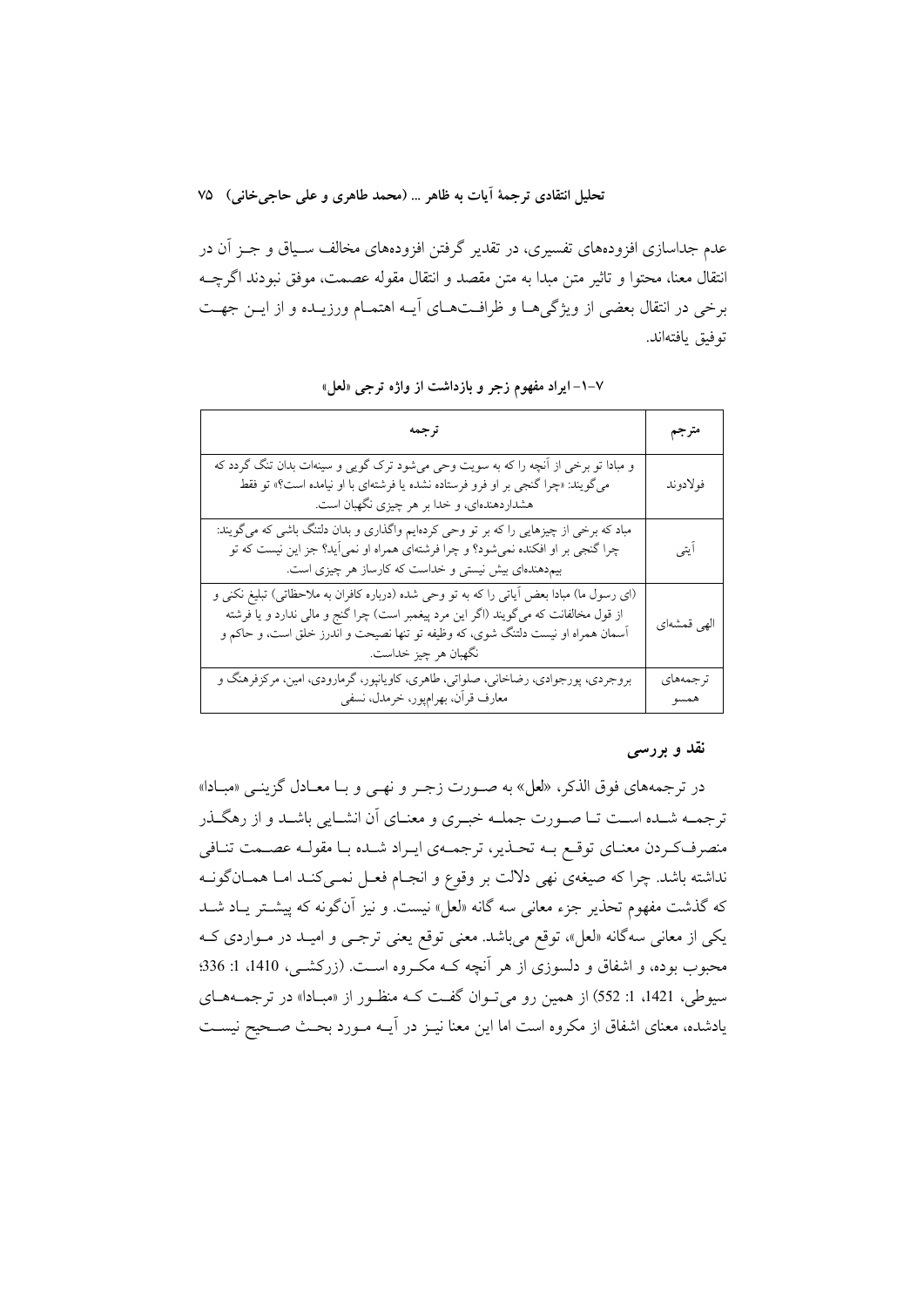عدم جداسازی افزوده‌های تفسیری، در تقدیر گرفتن افزوده‌های مخالف سیاق و جز آن در انتقال معنا، محتوا و تاثیر متن مبدا به متن مقصد و انتقال مقوله عصمت، موفق نبودند اگرچه برخی در انتقال بعضی از ویژگی‌ها و ظرافت‌های آیه اهتمام ورزیده و از این جهت توفیق یافته‌اند.

**۷-۱- ایراد مفهوم زجر و بازداشت از واژه ترجی «لعل»**

| مترجم | ترجمه |
|---|---|
| فولادوند | و مبادا تو برخی از آنچه را که به سویت وحی می‌شود ترک گویی و سینه‌ات بدان تنگ گردد که می‌گویند: «چرا گنجی بر او فرو فرستاده نشده یا فرشته‌ای با او نیامده است؟» تو فقط هشداردهنده‌ای، و خدا بر هر چیزی نگهبان است. |
| آیتی | مباد که برخی از چیزهایی را که بر تو وحی کرده‌ایم واگذاری و بدان دلتنگ باشی که می‌گویند: چرا گنجی بر او افکنده نمی‌شود؟ و چرا فرشته‌ای همراه او نمی‌آید؟ جز این نیست که تو بیم‌دهنده‌ای بیش نیستی و خداست که کارساز هر چیزی است. |
| الهی قمشه‌ای | (ای رسول ما) مبادا بعض آیاتی را که به تو وحی شده (درباره کافران به ملاحظاتی) تبلیغ نکنی و از قول مخالفانت که می‌گویند (اگر این مرد پیغمبر است) چرا گنج و مالی ندارد و یا فرشته آسمان همراه او نیست دلتنگ شوی، که وظیفه تو تنها نصیحت و اندرز خلق است، و حاکم و نگهبان هر چیز خداست. |
| ترجمه‌های همسو | بروجردی، پورجوادی، رضاخانی، صلواتی، طاهری، کاویانپور، گرمارودی، امین، مرکزفرهنگ و معارف قرآن، بهرامپور، خرمدل، نسفی |

## نقد و بررسی

در ترجمه‌های فوق الذکر، «لعل» به صورت زجر و نهی و با معادل گزینی «مبادا» ترجمه شده است تا صورت جمله خبری و معنای آن انشایی باشد و از رهگذر منصرف‌کردن معنای توقع به تحذیر، ترجمه‌ی ایراد شده با مقوله عصمت تنافی نداشته باشد. چرا که صیغه‌ی نهی دلالت بر وقوع و انجام فعل نمی‌کند اما همان‌گونه که گذشت مفهوم تحذیر جزء معانی سه گانه «لعل» نیست. و نیز آن‌گونه که پیشتر یاد شد یکی از معانی سه‌گانه «لعل»، توقع می‌باشد. معنی توقع یعنی ترجی و امید در مواردی که محبوب بوده، و اشفاق و دلسوزی از هر آنچه که مکروه است. (زرکشی، 1410، 1: 336؛ سیوطی، 1421، 1: 552) از همین رو می‌توان گفت که منظور از «مبادا» در ترجمه‌های یادشده، معنای اشفاق از مکروه است اما این معنا نیز در آیه مورد بحث صحیح نیست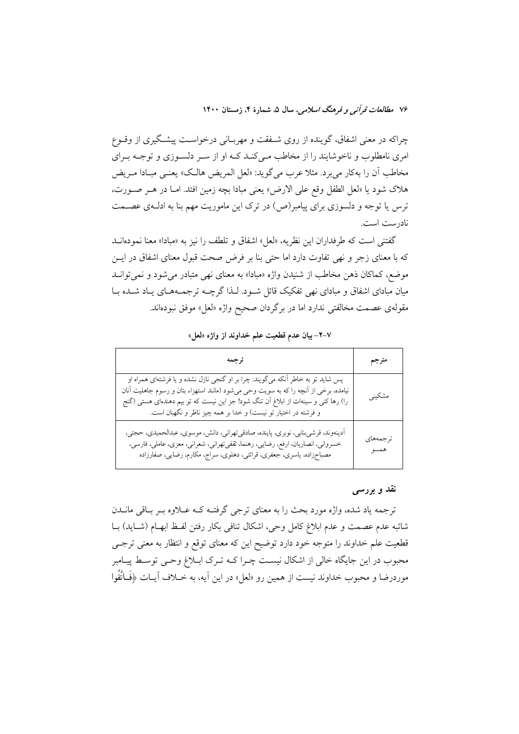چراکه در معنی اشفاق، گوینده از روی شفقت و مهربانی درخواست پیشگیری از وقوع امری نامطلوب و ناخوشایند را از مخاطب می‌کند که او از سر دلسوزی و توجه برای مخاطب آن را به‌کار می‌برد. مثلا عرب می‌گوید: «لعل المریض هالک» یعنی مبادا مریض هلاک شود یا «لعل الطفل وقع علی الارض» یعنی مبادا بچه زمین افتد. اما در هر صورت، ترس یا توجه و دلسوزی برای پیامبر(ص) در ترک این ماموریت مهم بنا به ادله‌ی عصمت نادرست است.

گفتنی است که طرفداران این نظریه، «لعل» اشفاق و تلطف را نیز به «مبادا» معنا نموده‌اند که با معنای زجر و نهی تفاوت دارد اما حتی بنا بر فرض صحت قبول معنای اشفاق در این موضع، کماکان ذهن مخاطب از شنیدن واژه «مبادا» به معنای نهی متبادر می‌شود و نمی‌توانند میان مبادای اشفاق و مبادای نهی تفکیک قائل شود. لذا گرچه ترجمه‌های یاد شده با مقوله‌ی عصمت مخالفتی ندارد اما در برگردان صحیح واژه «لعل» موفق نبوده‌اند.

### ۷-۲- بیان عدم قطعیت علم خداوند از واژه «لعل»

| مترجم | ترجمه |
|---|---|
| مشکینی | پس شاید تو به خاطر آنکه می‌گویند: چرا بر او گنجی نازل نشده و یا فرشته‌ای همراه او نیامده، برخی از آنچه را که به سویت وحی می‌شود (مانند استهزاء بتان و رسوم جاهلیت آنان را) رها کنی و سینه‌ات از ابلاغ آن تنگ شود! جز این نیست که تو بیم دهنده‌ای هستی (گنج و فرشته در اختیار تو نیست) و خدا بر همه چیز ناظر و نگهبان است. |
| ترجمه‌های همسو | آدینه‌وند، قرشی‌بنابی، نوبری، پاینده، صادقی‌تهرانی، دانش، موسوی، عبدالحمیدی، حجتی، خسروانی، انصاریان، ارفع، رضایی، رهنما، ثقفی‌تهرانی، شعرانی، معزی، عاملی، فارسی، مصباح‌زاده، یاسری، جعفری، قرائتی، دهلوی، سراج، مکارم، رضایی، صفارزاده |

**نقد و بررسی**

ترجمه یاد شده، واژه مورد بحث را به معنای ترجی گرفته که علاوه بر باقی ماندن شائبه عدم عصمت و عدم ابلاغ کامل وحی، اشکال تنافی بکار رفتن لفظ ابهام (شاید) با قطعیت علم خداوند را متوجه خود دارد توضیح این که معنای توقع و انتظار به معنی ترجی محبوب در این جایگاه خالی از اشکال نیست چرا که ترک ابلاغ وحی توسط پیامبر موردرضا و محبوب خداوند نیست از همین رو «لعل» در این آیه، به خلاف آیات ﴿فَاتَّقُوا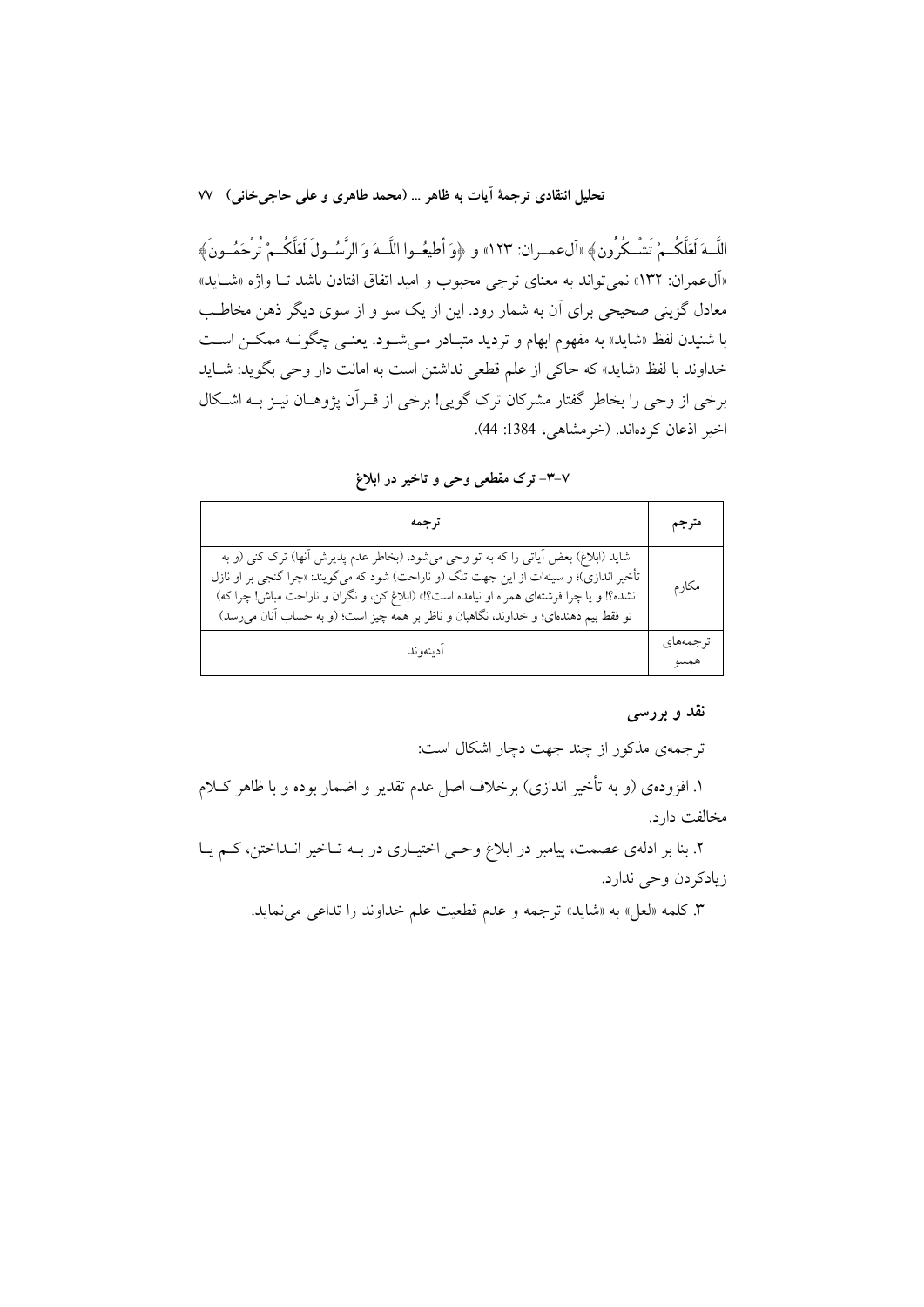اللَّــهَ لَعَلَّكُــمْ تَشْــكُرُون﴾ «آل‌عمــران: ۱۲۳» و ﴿وَ أَطِيعُــوا اللَّــهَ وَ الرَّسُــولَ لَعَلَّكُــمْ تُرْحَمُــونَ﴾ «آل‌عمران: ۱۳۲» نمی‌تواند به معنای ترجی محبوب و امید اتفاق افتادن باشد تـا واژه «شـاید» معادل گزینی صحیحی برای آن به شمار رود. این از یک سو و از سوی دیگر ذهن مخاطـب با شنیدن لفظ «شاید» به مفهوم ابهام و تردید متبـادر مـی‌شـود. یعنـی چگونـه ممکـن اسـت خداوند با لفظ «شاید» که حاکی از علم قطعی نداشتن است به امانت دار وحی بگوید: شـاید برخی از وحی را بخاطر گفتار مشرکان ترک گویی! برخی از قـرآن پژوهـان نیـز بـه اشـکال اخیر اذعان کرده‌اند. (خرمشاهی، 1384: 44).

### ۷-۳- ترک مقطعی وحی و تاخیر در ابلاغ

| مترجم | ترجمه |
|---|---|
| مکارم | شاید (ابلاغ) بعض آیاتی را که به تو وحی می‌شود، (بخاطر عدم پذیرش آنها) ترک کنی (و به تأخیر اندازی)؛ و سینه‌ات از این جهت تنگ (و ناراحت) شود که می‌گویند: «چرا گنجی بر او نازل نشده؟! و یا چرا فرشته‌ای همراه او نیامده است؟!» (ابلاغ کن، و نگران و ناراحت مباش! چرا که) تو فقط بیم دهنده‌ای؛ و خداوند، نگاهبان و ناظر بر همه چیز است؛ (و به حساب آنان می‌رسد) |
| ترجمه‌های همسو | آدینه‌وند |

#### نقد و بررسی

ترجمه‌ی مذکور از چند جهت دچار اشکال است:

۱. افزوده‌ی (و به تأخیر اندازی) برخلاف اصل عدم تقدیر و اضمار بوده و با ظاهر کـلام مخالفت دارد.

۲. بنا بر ادله‌ی عصمت، پیامبر در ابلاغ وحـی اختیـاری در بـه تـاخیر انـداختن، کـم یـا زیادکردن وحی ندارد.

۳. کلمه «لعل» به «شاید» ترجمه و عدم قطعیت علم خداوند را تداعی می‌نماید.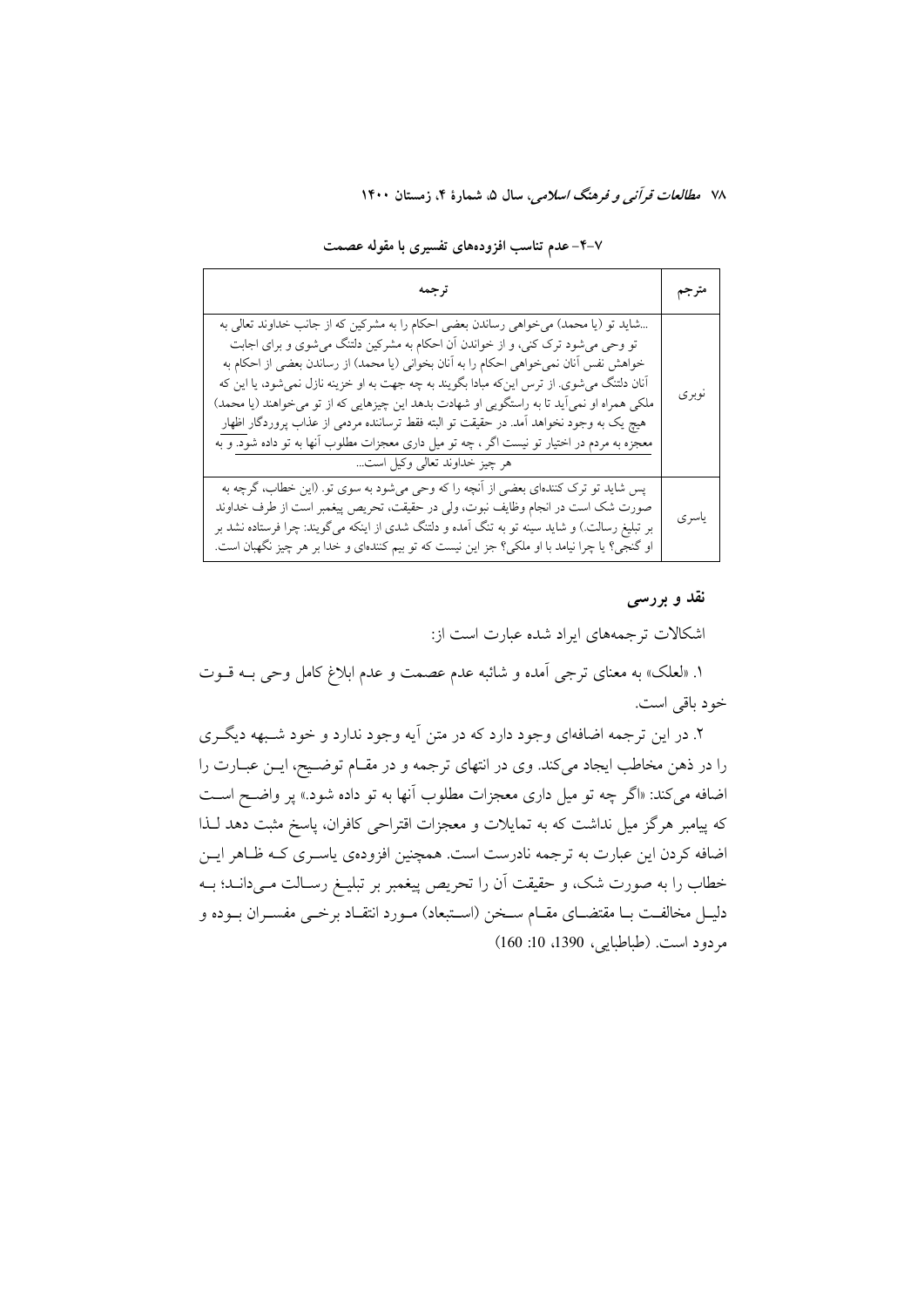### ۷-۴- عدم تناسب افزوده‌های تفسیری با مقوله عصمت

| مترجم | ترجمه |
|---|---|
| نوبری | ...شاید تو (یا محمد) می‌خواهی رساندن بعضی احکام را به مشرکین که از جانب خداوند تعالی به تو وحی می‌شود ترک کنی، و از خواندن آن احکام به مشرکین دلتنگ می‌شوی و برای اجابت خواهش نفس آنان نمی‌خواهی احکام را به آنان بخوانی (یا محمد) از رساندن بعضی از احکام به آنان دلتنگ می‌شوی. از ترس این‌که مبادا بگویند به چه جهت به او خزینه نازل نمی‌شود، یا این که ملکی همراه او نمی‌آید تا به راستگویی او شهادت بدهد این چیزهایی که از تو می‌خواهند (یا محمد) هیچ یک به وجود نخواهد آمد. در حقیقت تو البته فقط ترساننده مردمی از عذاب پروردگار اظهار معجزه به مردم در اختیار تو نیست اگر، چه تو میل داری معجزات مطلوب آنها به تو داده شود. و به هر چیز خداوند تعالی وکیل است... |
| یاسری | پس شاید تو ترک کننده‌ای بعضی از آنچه را که وحی می‌شود به سوی تو. (این خطاب، گرچه به صورت شک است در انجام وظایف نبوت، ولی در حقیقت، تحریص پیغمبر است از طرف خداوند بر تبلیغ رسالت.) و شاید سینه تو به تنگ آمده و دلتنگ شدی از اینکه می‌گویند: چرا فرستاده نشد بر او گنجی؟ یا چرا نیامد با او ملکی؟ جز این نیست که تو بیم کننده‌ای و خدا بر هر چیز نگهبان است. |

**نقد و بررسی**

اشکالات ترجمه‌های ایراد شده عبارت است از:

۱. «لعلک» به معنای ترجی آمده و شائبه عدم عصمت و عدم ابلاغ کامل وحی بـه قـوت خود باقی است.

۲. در این ترجمه اضافه‌ای وجود دارد که در متن آیه وجود ندارد و خود شـبهه دیگـری را در ذهن مخاطب ایجاد می‌کند. وی در انتهای ترجمه و در مقـام توضـیح، ایـن عبـارت را اضافه می‌کند: «اگر چه تو میل داری معجزات مطلوب آنها به تو داده شود.» پر واضـح اسـت که پیامبر هرگز میل نداشت که به تمایلات و معجزات اقتراحی کافران، پاسخ مثبت دهد لـذا اضافه کردن این عبارت به ترجمه نادرست است. همچنین افزوده‌ی یاسـری کـه ظـاهر ایـن خطاب را به صورت شک، و حقیقت آن را تحریص پیغمبر بر تبلیـغ رسـالت مـی‌دانـد؛ بـه دلیـل مخالفـت بـا مقتضـای مقـام سـخن (اسـتبعاد) مـورد انتقـاد برخـی مفسـران بـوده و مردود است. (طباطبایی، 1390، 10: 160)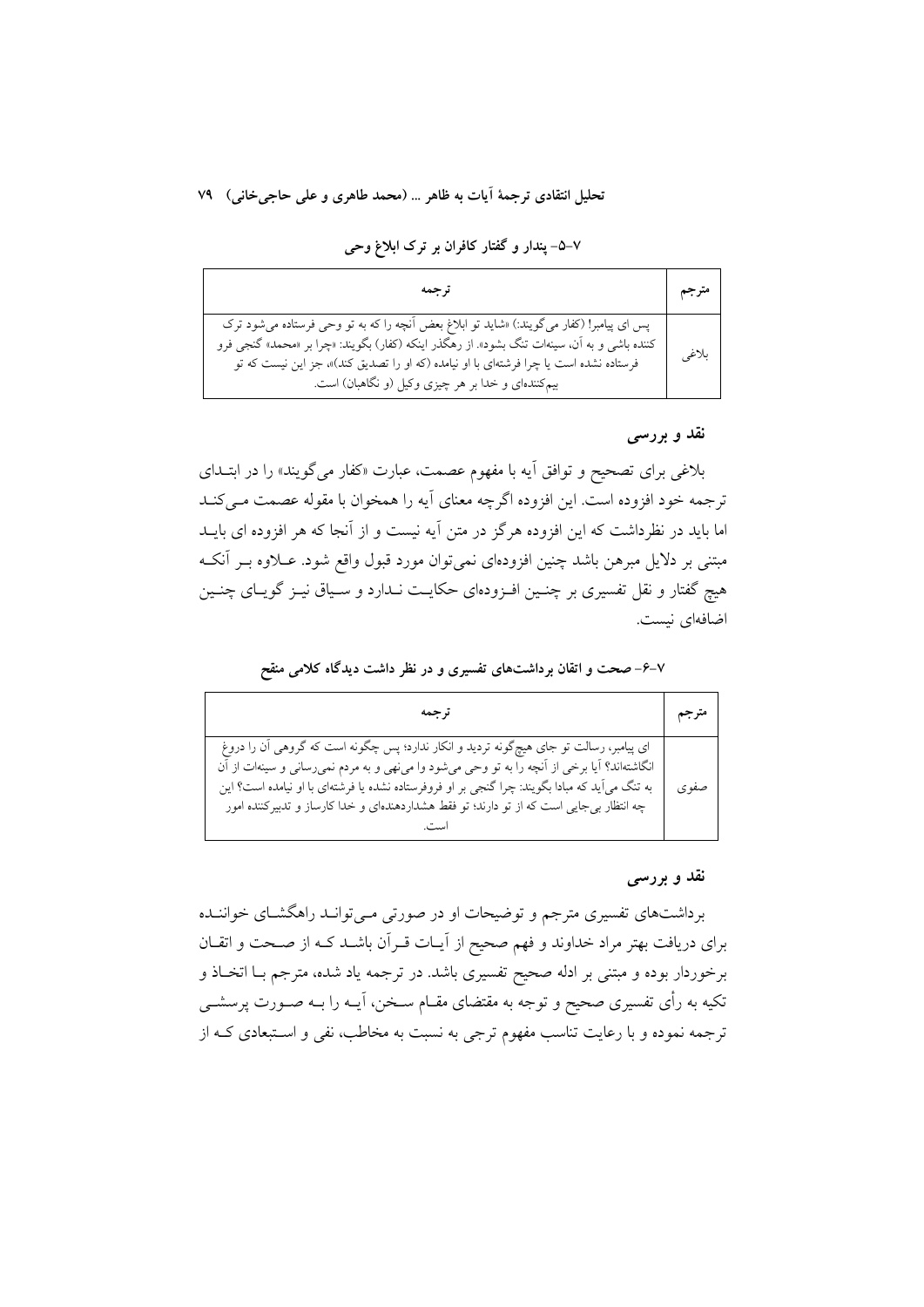### ۷-۵- پندار و گفتار کافران بر ترک ابلاغ وحی

| مترجم | ترجمه |
| --- | --- |
| بلاغی | پس ای پیامبر! (کفار می‌گویند:) «شاید تو ابلاغ بعض آنچه را که به تو وحی فرستاده می‌شود ترک کننده باشی و به آن، سینه‌ات تنگ بشود». از رهگذر اینکه (کفار) بگویند: «چرا بر «محمد» گنجی فرو فرستاده نشده است یا چرا فرشته‌ای با او نیامده (که او را تصدیق کند)»، جز این نیست که تو بیم‌کننده‌ای و خدا بر هر چیزی وکیل (و نگاهبان) است. |

### نقد و بررسی

بلاغی برای تصحیح و توافق آیه با مفهوم عصمت، عبارت «کفار می‌گویند» را در ابتدای ترجمه خود افزوده است. این افزوده اگرچه معنای آیه را همخوان با مقوله عصمت می‌کند اما باید در نظرداشت که این افزوده هرگز در متن آیه نیست و از آنجا که هر افزوده ای باید مبتنی بر دلایل مبرهن باشد چنین افزوده‌ای نمی‌توان مورد قبول واقع شود. علاوه بر آنکه هیچ گفتار و نقل تفسیری بر چنین افزوده‌ای حکایت ندارد و سیاق نیز گویای چنین اضافه‌ای نیست.

### ۷-۶- صحت و اتقان برداشت‌های تفسیری و در نظر داشت دیدگاه کلامی منقح

| مترجم | ترجمه |
| --- | --- |
| صفوی | ای پیامبر، رسالت تو جای هیچ‌گونه تردید و انکار ندارد؛ پس چگونه است که گروهی آن را دروغ انگاشته‌اند؟ آیا برخی از آنچه را به تو وحی می‌شود وا می‌نهی و به مردم نمی‌رسانی و سینه‌ات از آن به تنگ می‌آید که مبادا بگویند: چرا گنجی بر او فروفرستاده نشده یا فرشته‌ای با او نیامده است؟ این چه انتظار بی‌جایی است که از تو دارند؛ تو فقط هشداردهنده‌ای و خدا کارساز و تدبیرکننده امور است. |

### نقد و بررسی

برداشت‌های تفسیری مترجم و توضیحات او در صورتی می‌تواند راهگشای خواننده برای دریافت بهتر مراد خداوند و فهم صحیح از آیات قرآن باشد که از صحت و اتقان برخوردار بوده و مبتنی بر ادله صحیح تفسیری باشد. در ترجمه یاد شده، مترجم با اتخاذ و تکیه به رأی تفسیری صحیح و توجه به مقتضای مقام سخن، آیه را به صورت پرسشی ترجمه نموده و با رعایت تناسب مفهوم ترجی به نسبت به مخاطب، نفی و استبعادی که از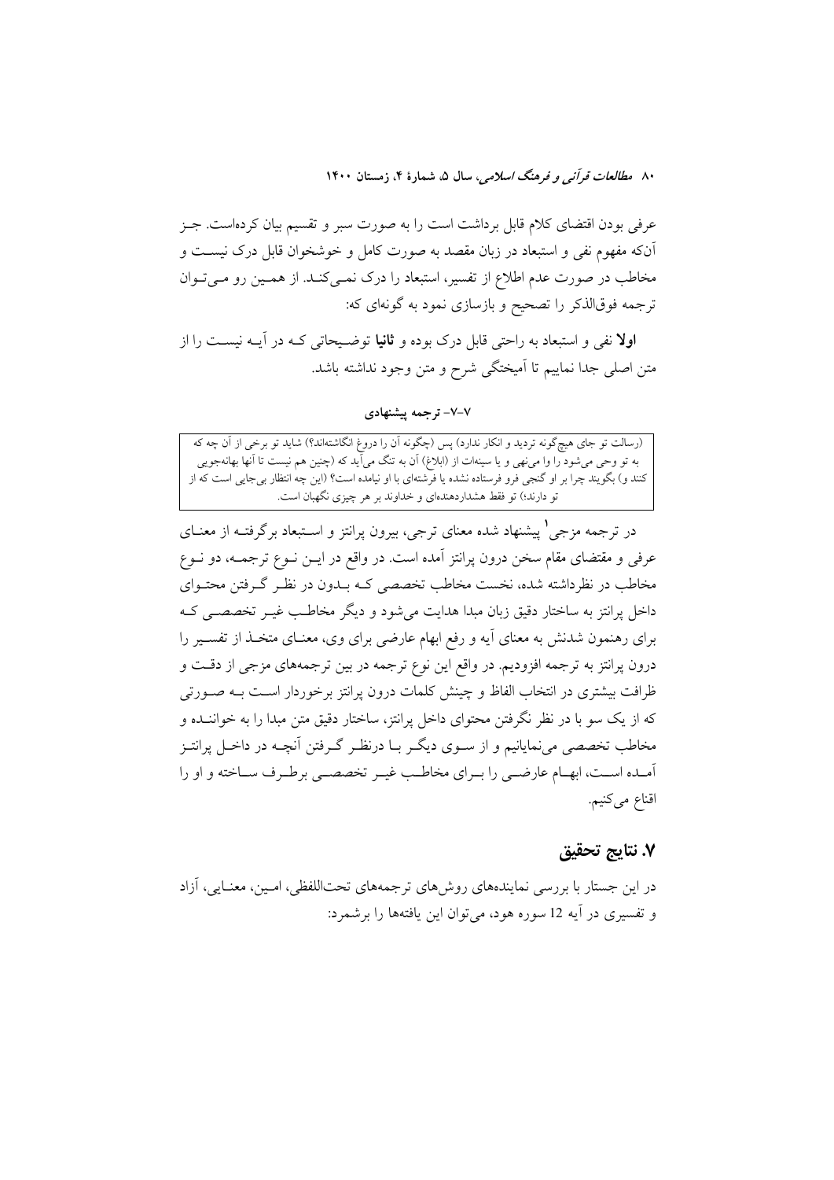عرفی بودن اقتضای کلام قابل برداشت است را به صورت سبر و تقسیم بیان کرده‌است. جز آن‌که مفهوم نفی و استبعاد در زبان مقصد به صورت کامل و خوشخوان قابل درک نیست و مخاطب در صورت عدم اطلاع از تفسیر، استبعاد را درک نمی‌کند. از همین رو می‌توان ترجمه فوق‌الذکر را تصحیح و بازسازی نمود به گونه‌ای که:

**اولا** نفی و استبعاد به راحتی قابل درک بوده و **ثانیا** توضیحاتی که در آیه نیست را از متن اصلی جدا نماییم تا آمیختگی شرح و متن وجود نداشته باشد.

#### ۷-۷- ترجمه پیشنهادی

> (رسالت تو جای هیچ‌گونه تردید و انکار ندارد) پس (چگونه آن را دروغ انگاشته‌اند؟) شاید تو برخی از آن چه که به تو وحی می‌شود را وا می‌نهی و یا سینه‌ات از (ابلاغ) آن به تنگ می‌آید که (چنین هم نیست تا آنها بهانه‌جویی کنند و) بگویند چرا بر او گنجی فرو فرستاده نشده یا فرشته‌ای با او نیامده است؟ (این چه انتظار بی‌جایی است که از تو دارند؛) تو فقط هشداردهنده‌ای و خداوند بر هر چیزی نگهبان است.

در ترجمه مزجی[1] پیشنهاد شده معنای ترجی، بیرون پرانتز و استبعاد برگرفته از معنای عرفی و مقتضای مقام سخن درون پرانتز آمده است. در واقع در این نوع ترجمه، دو نوع مخاطب در نظرداشته شده، نخست مخاطب تخصصی که بدون در نظر گرفتن محتوای داخل پرانتز به ساختار دقیق زبان مبدا هدایت می‌شود و دیگر مخاطب غیر تخصصی که برای رهنمون شدنش به معنای آیه و رفع ابهام عارضی برای وی، معنای متخذ از تفسیر را درون پرانتز به ترجمه افزودیم. در واقع این نوع ترجمه در بین ترجمه‌های مزجی از دقت و ظرافت بیشتری در انتخاب الفاظ و چینش کلمات درون پرانتز برخوردار است به صورتی که از یک سو با در نظر نگرفتن محتوای داخل پرانتز، ساختار دقیق متن مبدا را به خواننده و مخاطب تخصصی می‌نمایانیم و از سوی دیگر با درنظر گرفتن آنچه در داخل پرانتز آمده است، ابهام عارضی را برای مخاطب غیر تخصصی برطرف ساخته و او را اقناع می‌کنیم.

## ۷. نتایج تحقیق

در این جستار با بررسی نماینده‌های روش‌های ترجمه‌های تحت‌اللفظی، امین، معنایی، آزاد و تفسیری در آیه 12 سوره هود، می‌توان این یافته‌ها را برشمرد: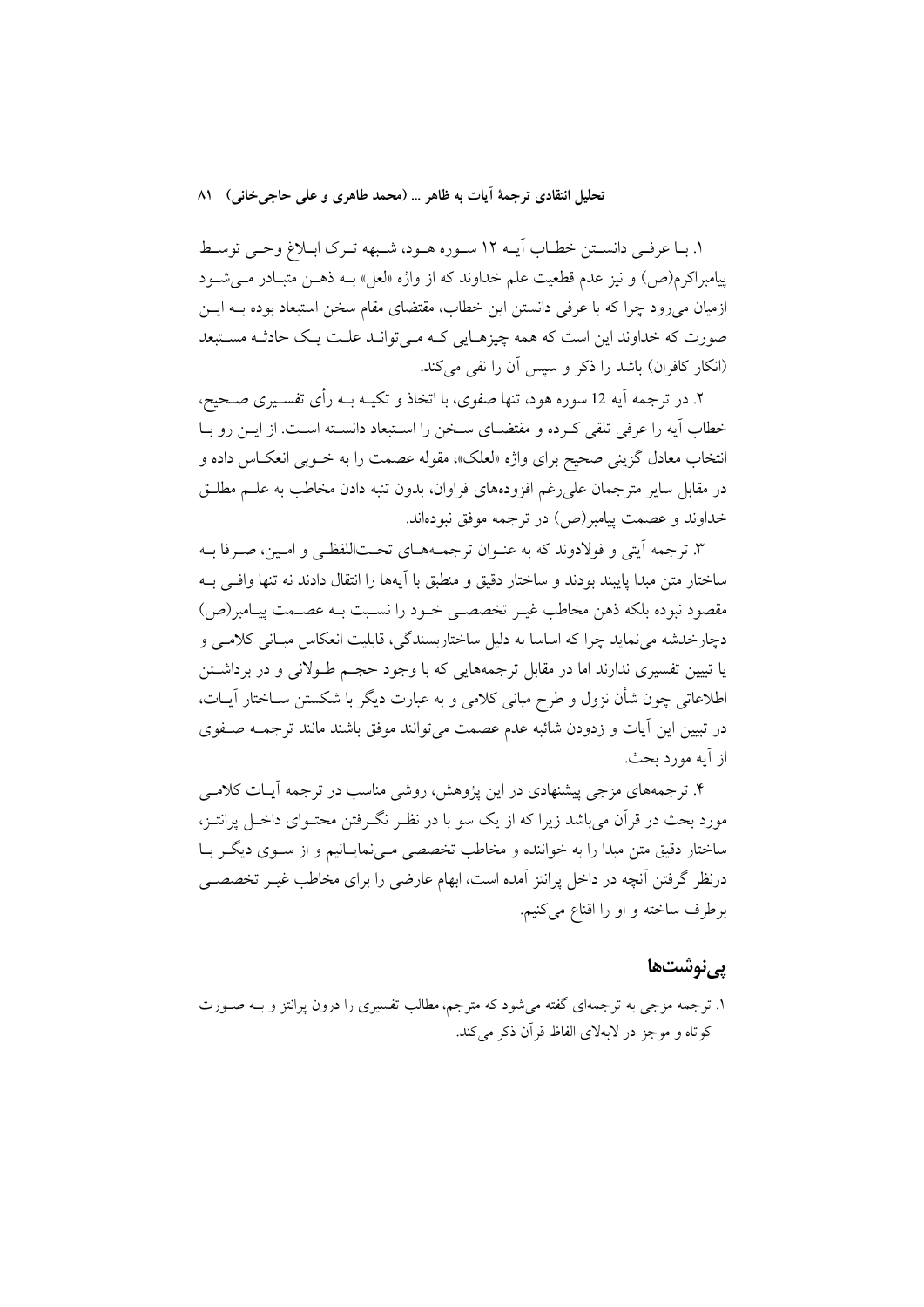۱. بـا عرفـی دانسـتن خطـاب آیـه ۱۲ سـوره هـود، شـبهه تـرک ابـلاغ وحـی توسـط پیامبراکرم(ص) و نیز عدم قطعیت علم خداوند که از واژه «لعل» بـه ذهـن متبـادر مـی‌شـود ازمیان می‌رود چرا که با عرفی دانستن این خطاب، مقتضای مقام سخن استبعاد بوده بـه ایـن صورت که خداوند این است که همه چیزهـایی کـه مـی‌توانـد علـت یـک حادثـه مسـتبعد (انکار کافران) باشد را ذکر و سپس آن را نفی می‌کند.

۲. در ترجمه آیه 12 سوره هود، تنها صفوی، با اتخاذ و تکیـه بـه رأی تفسـیری صـحیح، خطاب آیه را عرفی تلقی کـرده و مقتضـای سـخن را اسـتبعاد دانسـته اسـت. از ایـن رو بـا انتخاب معادل گزینی صحیح برای واژه «لعلک»، مقوله عصمت را به خـوبی انعکـاس داده و در مقابل سایر مترجمان علی‌رغم افزوده‌های فراوان، بدون تنبه دادن مخاطب به علـم مطلـق خداوند و عصمت پیامبر(ص) در ترجمه موفق نبوده‌اند.

۳. ترجمه آیتی و فولادوند که به عنـوان ترجمـه‌هـای تحـت‌اللفظـی و امـین، صـرفا بـه ساختار متن مبدا پایبند بودند و ساختار دقیق و منطبق با آیه‌ها را انتقال دادند نه تنها وافـی بـه مقصود نبوده بلکه ذهن مخاطب غیـر تخصصـی خـود را نسـبت بـه عصـمت پیـامبر(ص) دچارخدشه می‌نماید چرا که اساسا به دلیل ساختاربسندگی، قابلیت انعکاس مبـانی کلامـی و یا تبیین تفسیری ندارند اما در مقابل ترجمه‌هایی که با وجود حجـم طـولانی و در برداشـتن اطلاعاتی چون شأن نزول و طرح مبانی کلامی و به عبارت دیگر با شکستن سـاختار آیـات، در تبیین این آیات و زدودن شائبه عدم عصمت می‌توانند موفق باشند مانند ترجمـه صـفوی از آیه مورد بحث.

۴. ترجمه‌های مزجی پیشنهادی در این پژوهش، روشی مناسب در ترجمه آیـات کلامـی مورد بحث در قرآن می‌باشد زیرا که از یک سو با در نظـر نگـرفتن محتـوای داخـل پرانتـز، ساختار دقیق متن مبدا را به خواننده و مخاطب تخصصی مـی‌نمایـانیم و از سـوی دیگـر بـا درنظر گرفتن آنچه در داخل پرانتز آمده است، ابهام عارضی را برای مخاطب غیـر تخصصـی برطرف ساخته و او را اقناع می‌کنیم.

## پی‌نوشت‌ها

۱. ترجمه مزجی به ترجمه‌ای گفته می‌شود که مترجم، مطالب تفسیری را درون پرانتز و بـه صـورت کوتاه و موجز در لابه‌لای الفاظ قرآن ذکر می‌کند.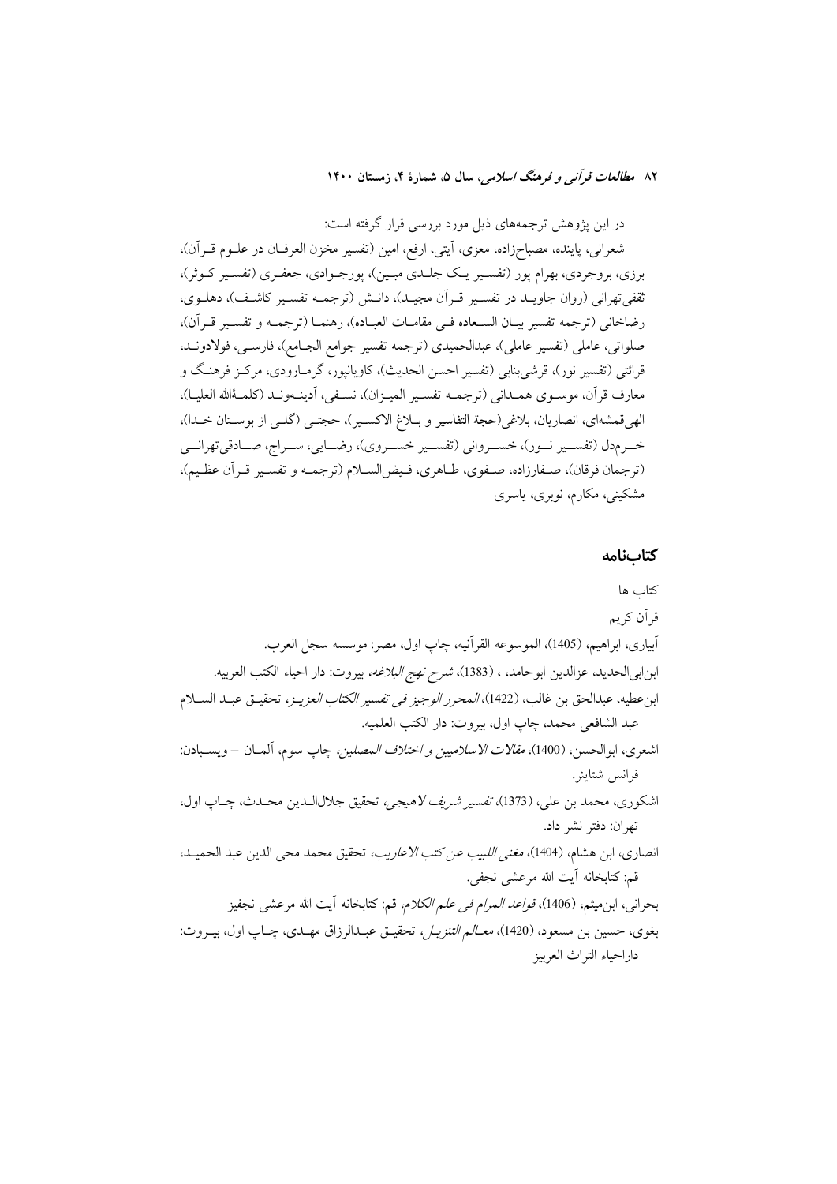در این پژوهش ترجمه‌های ذیل مورد بررسی قرار گرفته است:

شعرانی، پاینده، مصباح‌زاده، معزی، آیتی، ارفع، امین (تفسیر مخزن العرفان در علوم قرآن)، برزی، بروجردی، بهرام پور (تفسیر یک جلدی مبین)، پورجوادی، جعفری (تفسیر کوثر)، ثقفی‌تهرانی (روان جاوید در تفسیر قرآن مجید)، دانش (ترجمه تفسیر کاشف)، دهلوی، رضاخانی (ترجمه تفسیر بیان السعاده فی مقامات العباده)، رهنما (ترجمه و تفسیر قرآن)، صلواتی، عاملی (تفسیر عاملی)، عبدالحمیدی (ترجمه تفسیر جوامع الجامع)، فارسی، فولادوند، قرائتی (تفسیر نور)، قرشی‌بنابی (تفسیر احسن الحدیث)، کاویانپور، گرمارودی، مرکز فرهنگ و معارف قرآن، موسوی همدانی (ترجمه تفسیر المیزان)، نسفی، آدینه‌وند (کلمةالله العلیا)، الهی‌قمشه‌ای، انصاریان، بلاغی(حجة التفاسیر و بلاغ الاکسیر)، حجتی (گلی از بوستان خدا)، خرم‌دل (تفسیر نور)، خسروانی (تفسیر خسروی)، رضایی، سراج، صادقی‌تهرانی (ترجمان فرقان)، صفارزاده، صفوی، طاهری، فیض‌السلام (ترجمه و تفسیر قرآن عظیم)، مشکینی، مکارم، نوبری، یاسری

## کتاب‌نامه

کتاب ها

قرآن کریم

آبیاری، ابراهیم، (1405)، الموسوعه القرآنیه، چاپ اول، مصر: موسسه سجل العرب.

ابن‌ابی‌الحدید، عزالدین ابوحامد، ، (1383)، *شرح نهج البلاغه*، بیروت: دار احیاء الکتب العربیه.

ابن‌عطیه، عبدالحق بن غالب، (1422)، *المحرر الوجیز فی تفسیر الکتاب العزیز*، تحقیق عبد السلام عبد الشافعی محمد، چاپ اول، بیروت: دار الکتب العلمیه.

اشعری، ابوالحسن، (1400)، *مقالات الاسلامیین و اختلاف المصلین*، چاپ سوم، آلمان – ویسبادن: فرانس شتاینر.

اشکوری، محمد بن علی، (1373)، *تفسیر شریف لاهیجی*، تحقیق جلال‌الدین محدث، چاپ اول، تهران: دفتر نشر داد.

انصاری، ابن هشام، (1404)، *مغنی اللبیب عن کتب الاعاریب*، تحقیق محمد محی الدین عبد الحمید، قم: کتابخانه آیت الله مرعشی نجفی.

بحرانی، ابن‌میثم، (1406)، *قواعد المرام فی علم الکلام*، قم: کتابخانه آیت الله مرعشی نجفیز

بغوی، حسین بن مسعود، (1420)، *معالم التنزیل*، تحقیق عبدالرزاق مهدی، چاپ اول، بیروت: داراحیاء التراث العربیز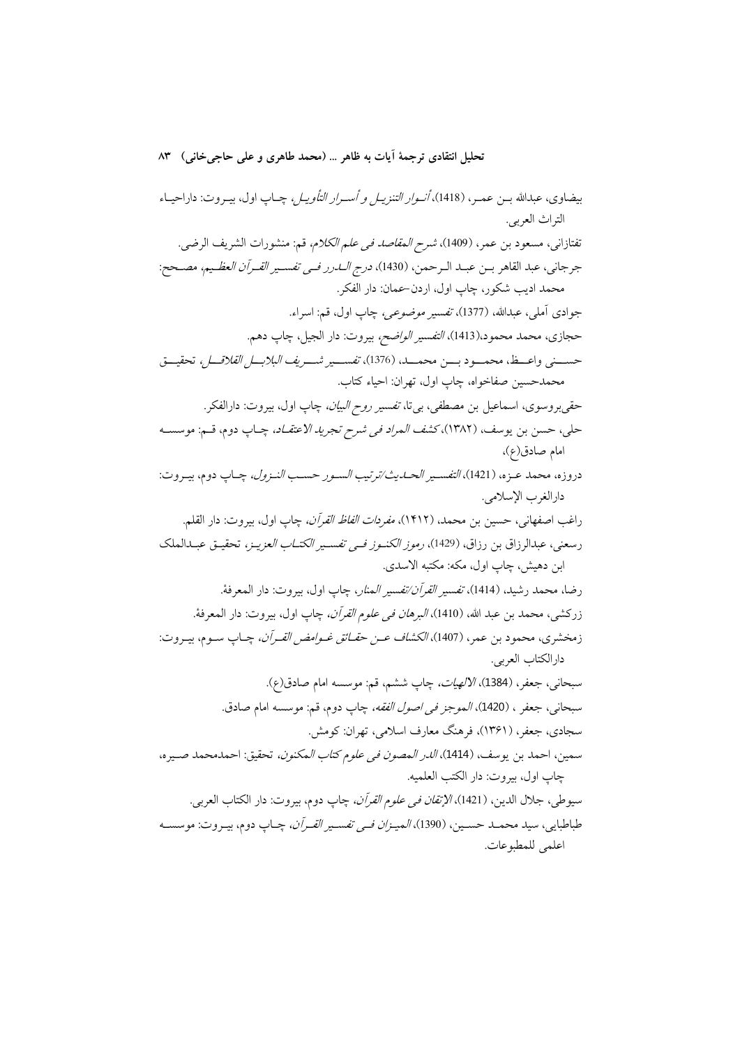بیضاوی، عبدالله بـن عمـر، (1418)، *أنـوار التنزیـل و أسـرار التأویـل*، چـاپ اول، بیـروت: داراحیـاء التراث العربی.

تفتازانی، مسعود بن عمر، (1409)، *شرح المقاصد فی علم الکلام*، قم: منشورات الشریف الرضی.

جرجانی، عبد القاهر بـن عبـد الـرحمن، (1430)، *درج الـدرر فـی تفسـیر القـرآن العظـیم*، مصـحح: محمد ادیب شکور، چاپ اول، اردن-عمان: دار الفکر.

جوادی آملی، عبدالله، (1377)، *تفسیر موضوعی*، چاپ اول، قم: اسراء.

حجازی، محمد محمود،(1413)، *التفسیر الواضح*، بیروت: دار الجیل، چاپ دهم.

حسـینی واعـظ، محمـود بـن محمـد، (1376)، *تفسـیر شـریف البلابـل القلاقـل*، تحقیـق محمدحسین صفاخواه، چاپ اول، تهران: احیاء کتاب.

حقی‌بروسوی، اسماعیل بن مصطفی، بی‌تا، *تفسیر روح البیان*، چاپ اول، بیروت: دارالفکر.

حلی، حسن بن یوسف، (۱۳۸۲)، *کشف المراد فی شرح تجرید الاعتقـاد*، چـاپ دوم، قـم: موسسـه امام صادق(ع).

دروزه، محمد عـزه، (1421)، *التفسـیر الحـدیث/ترتیب السـور حسـب النـزول*، چـاپ دوم، بیـروت: دارالغرب الإسلامی.

راغب اصفهانی، حسین بن محمد، (۱۴۱۲)، *مفردات الفاظ القرآن*، چاپ اول، بیروت: دار القلم.

رسعنی، عبدالرزاق بن رزاق، (1429)، *رموز الکنـوز فـی تفسـیر الکتـاب العزیـز*، تحقیـق عبـدالملک ابن دهیش، چاپ اول، مکه: مکتبه الاسدی.

رضا، محمد رشید، (1414)، *تفسیر القرآن/تفسیر المنار*، چاپ اول، بیروت: دار المعرفة.

زرکشی، محمد بن عبد الله، (1410)، *البرهان فی علوم القرآن*، چاپ اول، بیروت: دار المعرفة.

زمخشری، محمود بن عمر، (1407)، *الکشاف عـن حقـائق غـوامض القـرآن*، چـاپ سـوم، بیـروت: دارالکتاب العربی.

سبحانی، جعفر، (1384)، *الالهیات*، چاپ ششم، قم: موسسه امام صادق(ع).

سبحانی، جعفر ، (1420)، *الموجز فی اصول الفقه*، چاپ دوم، قم: موسسه امام صادق.

سجادی، جعفر، (۱۳۶۱)، فرهنگ معارف اسلامی، تهران: کومش.

سمین، احمد بن یوسف، (1414)، *الدر المصون فی علوم کتاب المکنون*، تحقیق: احمدمحمد صـیره، چاپ اول، بیروت: دار الکتب العلمیه.

سیوطی، جلال الدین، (1421)، *الإتقان فی علوم القرآن*، چاپ دوم، بیروت: دار الکتاب العربی.

طباطبایی، سید محمـد حسـین، (1390)، *المیـزان فـی تفسـیر القـرآن*، چـاپ دوم، بیـروت: موسسـه اعلمی للمطبوعات.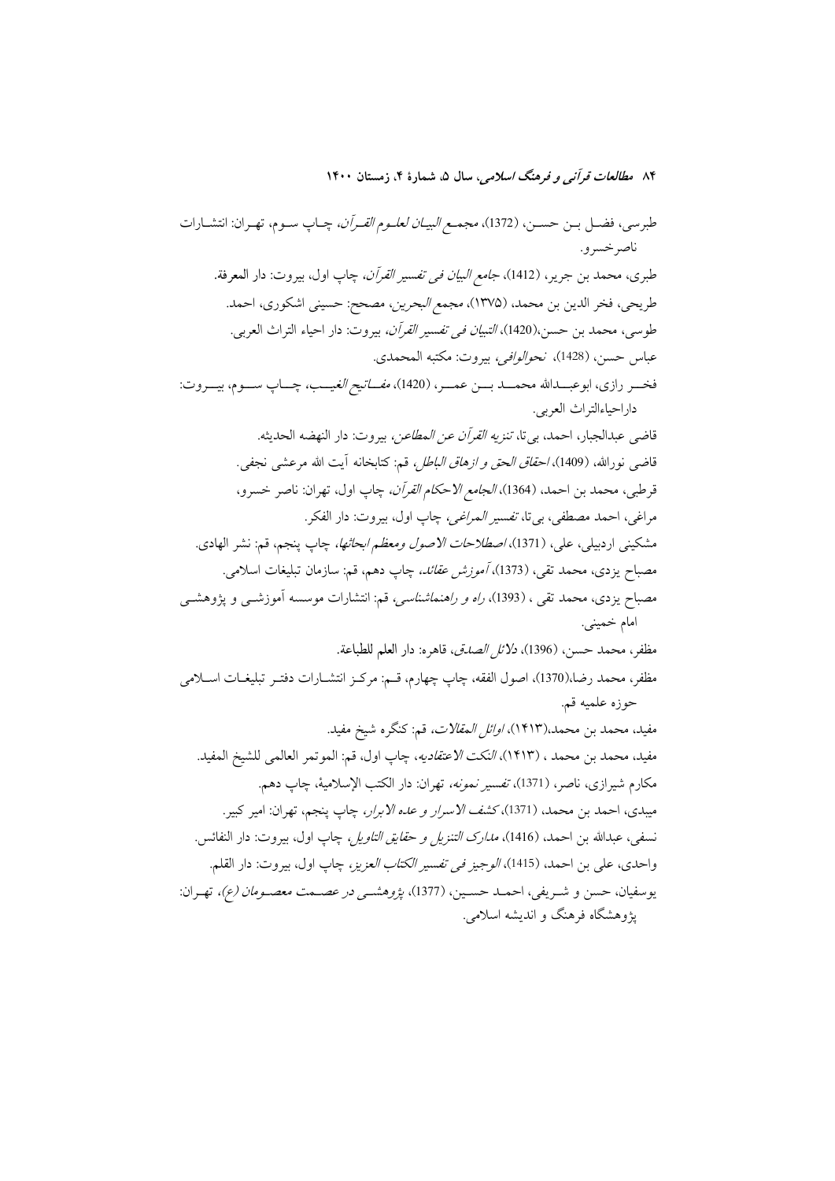طبرسی، فضل بن حسن، (1372)، *مجمع البیان لعلوم القرآن*، چاپ سوم، تهران: انتشارات ناصرخسرو.

طبری، محمد بن جریر، (1412)، *جامع البیان فی تفسیر القرآن*، چاپ اول، بیروت: دار المعرفة.

طریحی، فخر الدین بن محمد، (۱۳۷۵)، *مجمع البحرین*، مصحح: حسینی اشکوری، احمد.

طوسی، محمد بن حسن،(1420)، *التبیان فی تفسیر القرآن*، بیروت: دار احیاء التراث العربی.

عباس حسن، (1428)، *نحوالوافی*، بیروت: مکتبه المحمدی.

فخر رازی، ابوعبدالله محمد بن عمر، (1420)، *مفاتیح الغیب*، چاپ سوم، بیروت: داراحیاءالتراث العربی.

قاضی عبدالجبار، احمد، بی‌تا، *تنزیه القرآن عن المطاعن*، بیروت: دار النهضه الحدیثه.

قاضی نورالله، (1409)، *احقاق الحق و ازهاق الباطل*، قم: کتابخانه آیت الله مرعشی نجفی.

قرطبی، محمد بن احمد، (1364)، *الجامع الاحکام القرآن*، چاپ اول، تهران: ناصر خسرو.

مراغی، احمد مصطفی، بی‌تا، *تفسیر المراغی*، چاپ اول، بیروت: دار الفکر.

مشکینی اردبیلی، علی، (1371)، *اصطلاحات الاصول ومعظم ابحاثها*، چاپ پنجم، قم: نشر الهادی.

مصباح یزدی، محمد تقی، (1373)، *آموزش عقائد*، چاپ دهم، قم: سازمان تبلیغات اسلامی.

مصباح یزدی، محمد تقی ، (1393)، *راه و راهنماشناسی*، قم: انتشارات موسسه آموزشی و پژوهشی امام خمینی.

مظفر، محمد حسن، (1396)، *دلائل الصدق*، قاهره: دار العلم للطباعة.

مظفر، محمد رضا،(1370)، اصول الفقه، چاپ چهارم، قم: مرکز انتشارات دفتر تبلیغات اسلامی حوزه علمیه قم.

مفید، محمد بن محمد،(۱۴۱۳)، *اوائل المقالات*، قم: کنگره شیخ مفید.

مفید، محمد بن محمد ، (۱۴۱۳)، *النکت الاعتقادیه*، چاپ اول، قم: الموتمر العالمی للشیخ المفید.

مکارم شیرازی، ناصر، (1371)، *تفسیر نمونه*، تهران: دار الکتب الإسلامیة، چاپ دهم.

میبدی، احمد بن محمد، (1371)، *کشف الاسرار و عده الابرار*، چاپ پنجم، تهران: امیر کبیر.

نسفی، عبدالله بن احمد، (1416)، *مدارک التنزیل و حقایق التاویل*، چاپ اول، بیروت: دار النفائس.

واحدی، علی بن احمد، (1415)، *الوجیز فی تفسیر الکتاب العزیز*، چاپ اول، بیروت: دار القلم.

یوسفیان، حسن و شریفی، احمد حسین، (1377)، *پژوهشی در عصمت معصومان (ع)*، تهران: پژوهشگاه فرهنگ و اندیشه اسلامی.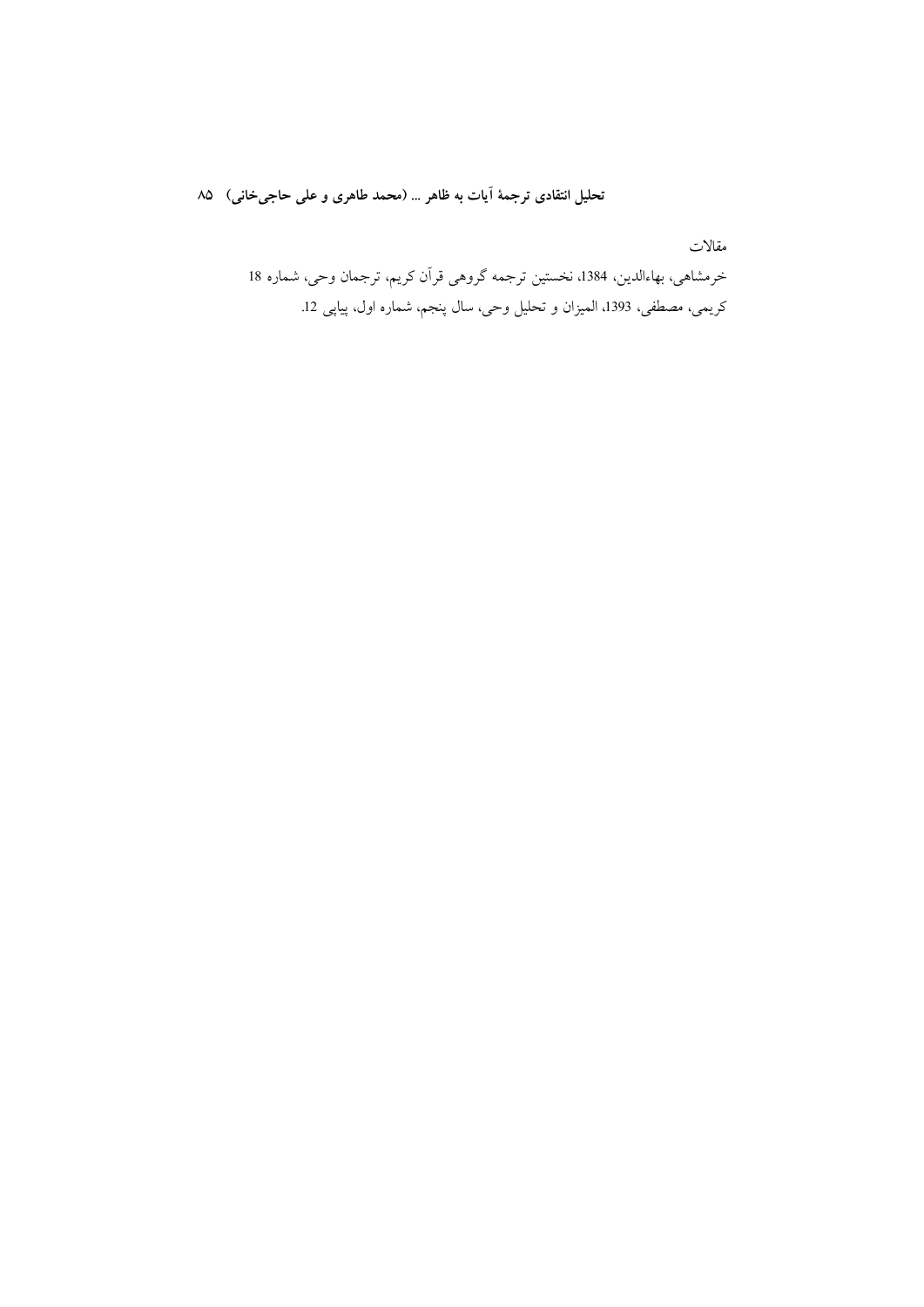مقالات

خرمشاهی، بهاءالدین، 1384، نخستین ترجمه گروهی قرآن کریم، ترجمان وحی، شماره 18

کریمی، مصطفی، 1393، المیزان و تحلیل وحی، سال پنجم، شماره اول، پیاپی 12.